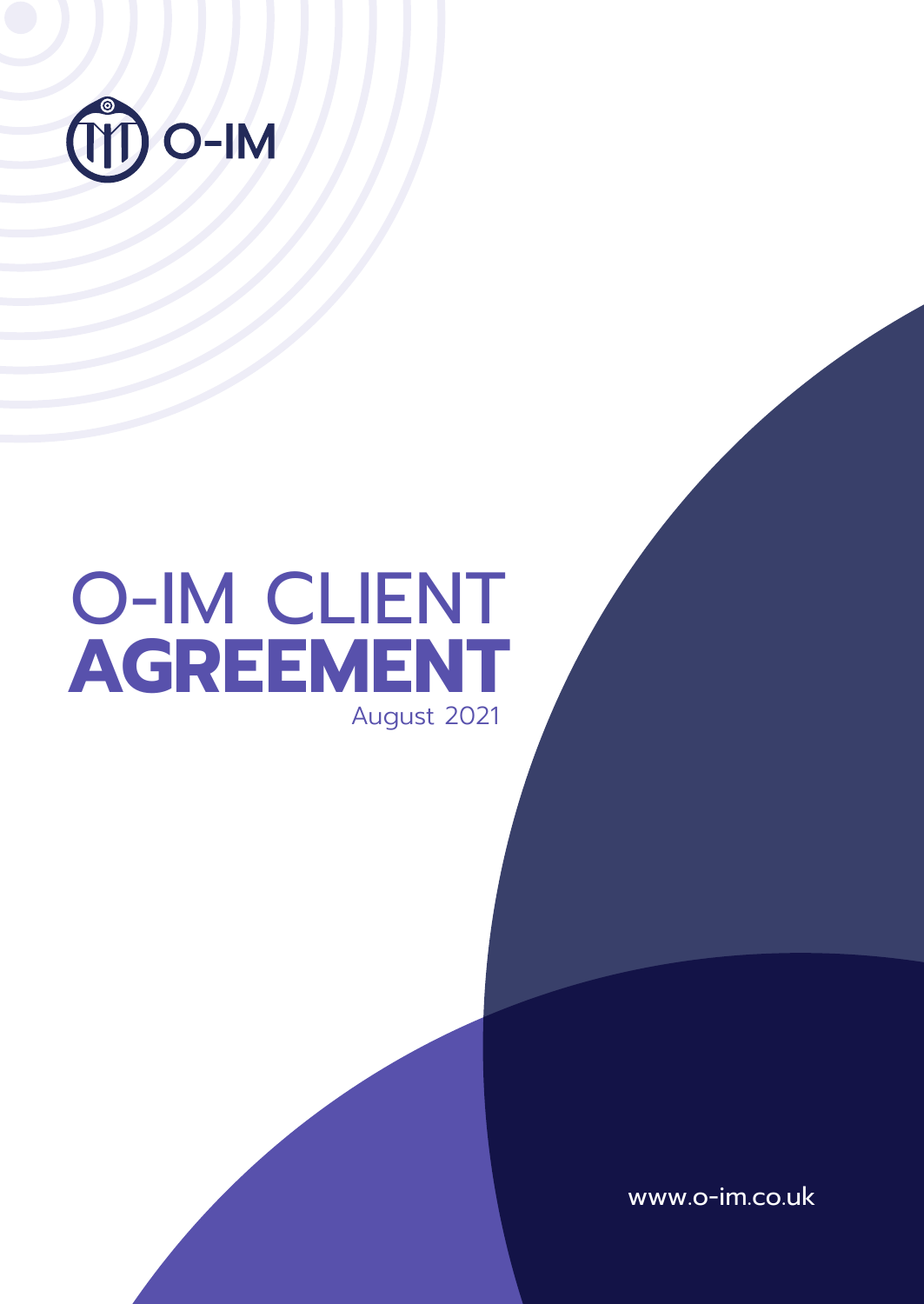O-IM

# O-IM CLIENT **AGREEMENT**

August 2021

www.o-im.co.uk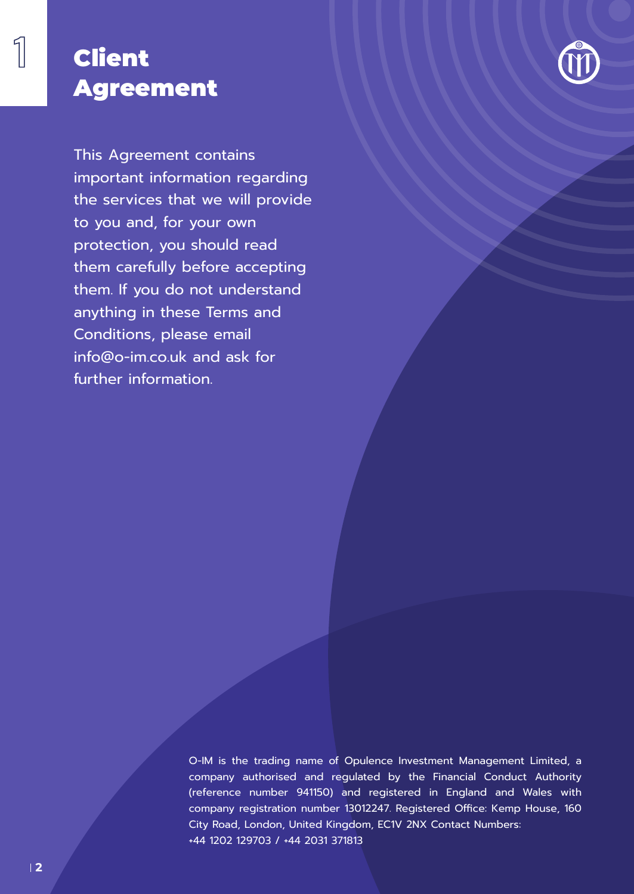# 1 Client Agreement

This Agreement contains important information regarding the services that we will provide to you and, for your own protection, you should read them carefully before accepting them. If you do not understand anything in these Terms and Conditions, please email info@o-im.co.uk and ask for further information.

O-IM is the trading name of Opulence Investment Management Limited, a company authorised and regulated by the Financial Conduct Authority (reference number 941150) and registered in England and Wales with company registration number 13012247. Registered Office: Kemp House, 160 City Road, London, United Kingdom, EC1V 2NX Contact Numbers: +44 1202 129703 / +44 2031 371813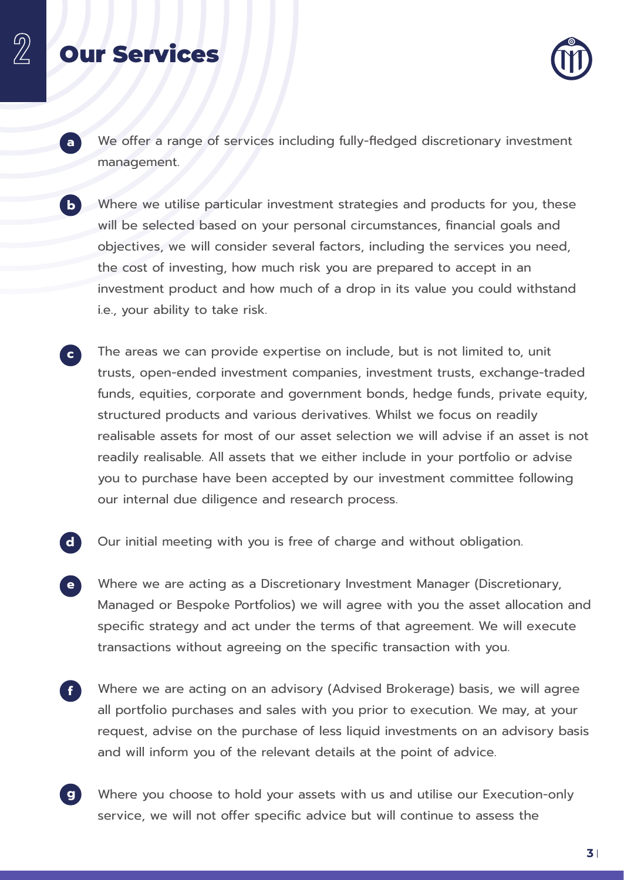## 2 Our Services

a. We offer a range of services including fully-fledged discretionary investment management.

b. Where we utilise particular investment strategies and products for you, these will be selected based on your personal circumstances, financial goals and objectives, we will consider several factors, including the services you need, the cost of investing, how much risk you are prepared to accept in an investment product and how much of a drop in its value you could withstand i.e., your ability to take risk.

c. The areas we can provide expertise on include, but is not limited to, unit trusts, open-ended investment companies, investment trusts, exchange-traded funds, equities, corporate and government bonds, hedge funds, private equity, structured products and various derivatives. Whilst we focus on readily realisable assets for most of our asset selection we will advise if an asset is not readily realisable. All assets that we either include in your portfolio or advise you to purchase have been accepted by our investment committee following our internal due diligence and research process.

d. Our initial meeting with you is free of charge and without obligation.

e. Where we are acting as a Discretionary Investment Manager (Discretionary, Managed or Bespoke Portfolios) we will agree with you the asset allocation and specific strategy and act under the terms of that agreement. We will execute transactions without agreeing on the specific transaction with you.

f. Where we are acting on an advisory (Advised Brokerage) basis, we will agree all portfolio purchases and sales with you prior to execution. We may, at your request, advise on the purchase of less liquid investments on an advisory basis and will inform you of the relevant details at the point of advice.

g. Where you choose to hold your assets with us and utilise our Execution-only service, we will not offer specific advice but will continue to assess the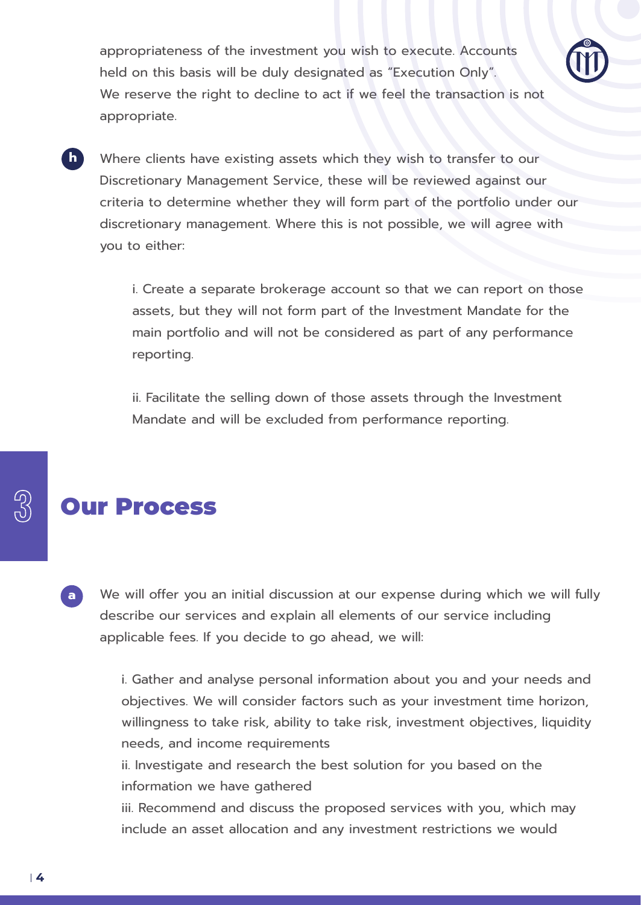appropriateness of the investment you wish to execute. Accounts held on this basis will be duly designated as "Execution Only". We reserve the right to decline to act if we feel the transaction is not appropriate.

**h** Where clients have existing assets which they wish to transfer to our Discretionary Management Service, these will be reviewed against our criteria to determine whether they will form part of the portfolio under our discretionary management. Where this is not possible, we will agree with you to either:

i. Create a separate brokerage account so that we can report on those assets, but they will not form part of the Investment Mandate for the main portfolio and will not be considered as part of any performance reporting.

ii. Facilitate the selling down of those assets through the Investment Mandate and will be excluded from performance reporting.

# 3 Our Process

**a** We will offer you an initial discussion at our expense during which we will fully describe our services and explain all elements of our service including applicable fees. If you decide to go ahead, we will:

i. Gather and analyse personal information about you and your needs and objectives. We will consider factors such as your investment time horizon, willingness to take risk, ability to take risk, investment objectives, liquidity needs, and income requirements

ii. Investigate and research the best solution for you based on the information we have gathered

iii. Recommend and discuss the proposed services with you, which may include an asset allocation and any investment restrictions we would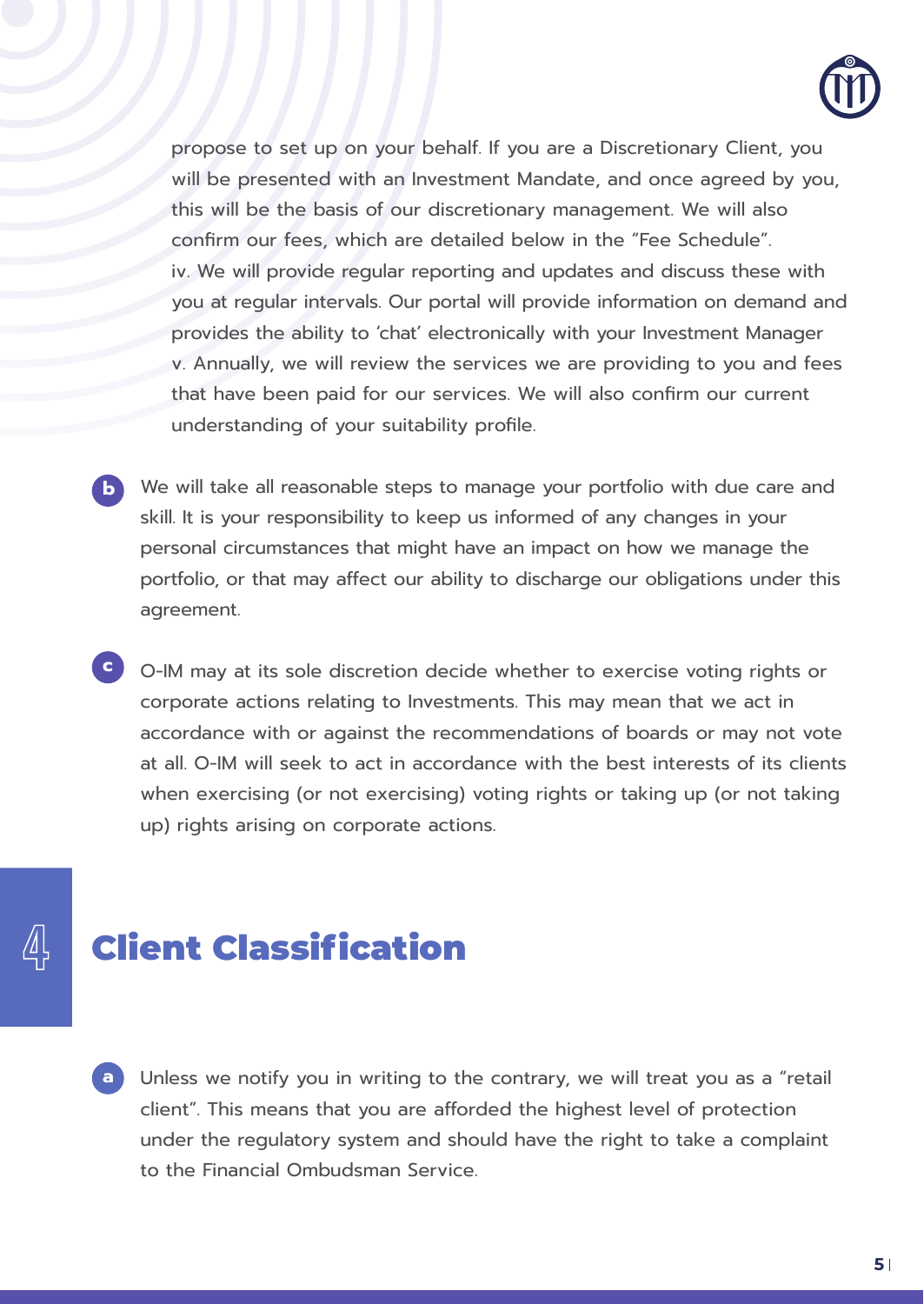propose to set up on your behalf. If you are a Discretionary Client, you will be presented with an Investment Mandate, and once agreed by you, this will be the basis of our discretionary management. We will also confirm our fees, which are detailed below in the "Fee Schedule".

iv. We will provide regular reporting and updates and discuss these with you at regular intervals. Our portal will provide information on demand and provides the ability to 'chat' electronically with your Investment Manager

v. Annually, we will review the services we are providing to you and fees that have been paid for our services. We will also confirm our current understanding of your suitability profile.

**b** We will take all reasonable steps to manage your portfolio with due care and skill. It is your responsibility to keep us informed of any changes in your personal circumstances that might have an impact on how we manage the portfolio, or that may affect our ability to discharge our obligations under this agreement.

**c** O-IM may at its sole discretion decide whether to exercise voting rights or corporate actions relating to Investments. This may mean that we act in accordance with or against the recommendations of boards or may not vote at all. O-IM will seek to act in accordance with the best interests of its clients when exercising (or not exercising) voting rights or taking up (or not taking up) rights arising on corporate actions.

# 4 Client Classification

**a** Unless we notify you in writing to the contrary, we will treat you as a "retail client". This means that you are afforded the highest level of protection under the regulatory system and should have the right to take a complaint to the Financial Ombudsman Service.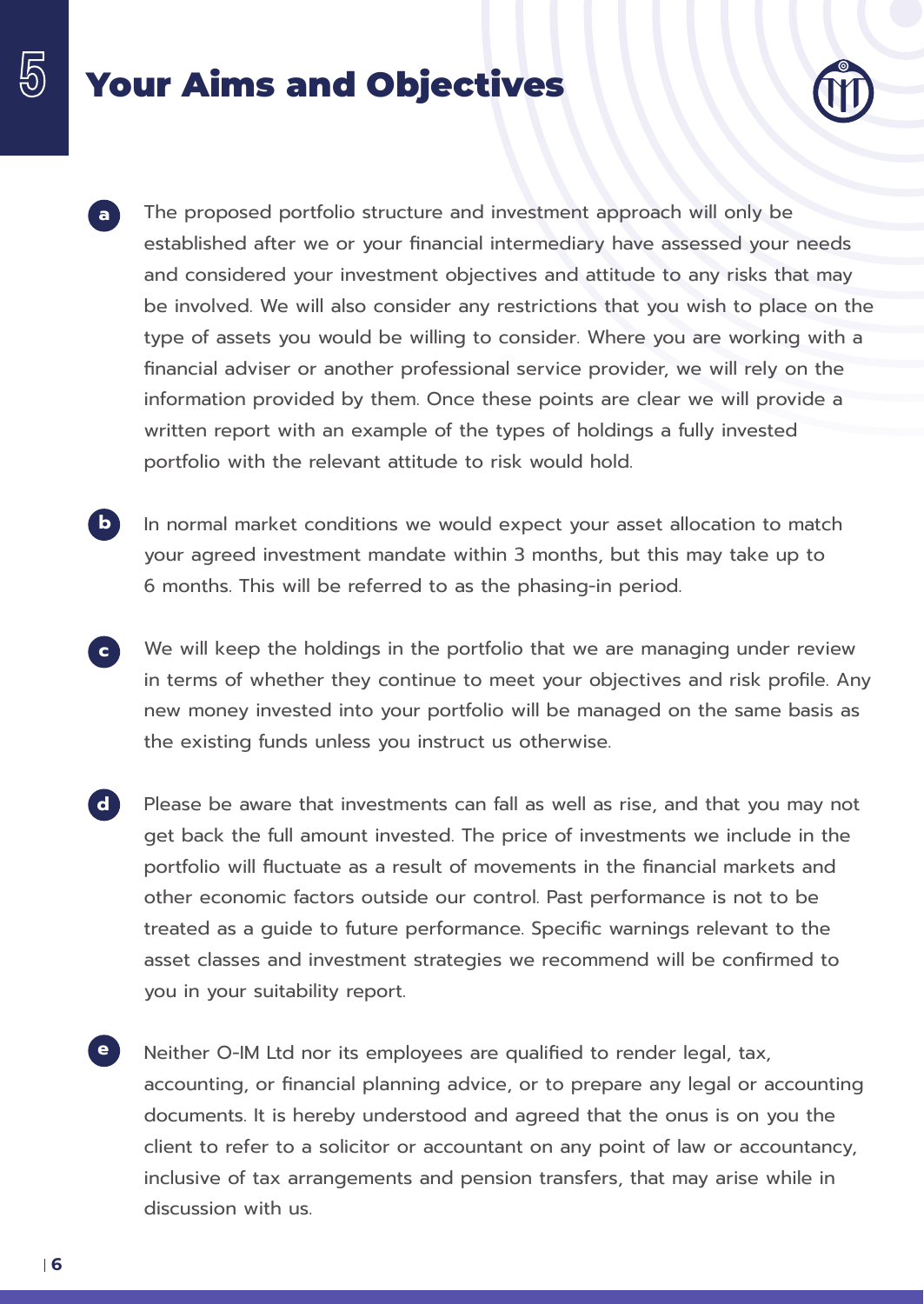# 5 Your Aims and Objectives

**a** The proposed portfolio structure and investment approach will only be established after we or your financial intermediary have assessed your needs and considered your investment objectives and attitude to any risks that may be involved. We will also consider any restrictions that you wish to place on the type of assets you would be willing to consider. Where you are working with a financial adviser or another professional service provider, we will rely on the information provided by them. Once these points are clear we will provide a written report with an example of the types of holdings a fully invested portfolio with the relevant attitude to risk would hold.

**b** In normal market conditions we would expect your asset allocation to match your agreed investment mandate within 3 months, but this may take up to 6 months. This will be referred to as the phasing-in period.

**c** We will keep the holdings in the portfolio that we are managing under review in terms of whether they continue to meet your objectives and risk profile. Any new money invested into your portfolio will be managed on the same basis as the existing funds unless you instruct us otherwise.

**d** Please be aware that investments can fall as well as rise, and that you may not get back the full amount invested. The price of investments we include in the portfolio will fluctuate as a result of movements in the financial markets and other economic factors outside our control. Past performance is not to be treated as a guide to future performance. Specific warnings relevant to the asset classes and investment strategies we recommend will be confirmed to you in your suitability report.

**e** Neither O-IM Ltd nor its employees are qualified to render legal, tax, accounting, or financial planning advice, or to prepare any legal or accounting documents. It is hereby understood and agreed that the onus is on you the client to refer to a solicitor or accountant on any point of law or accountancy, inclusive of tax arrangements and pension transfers, that may arise while in discussion with us.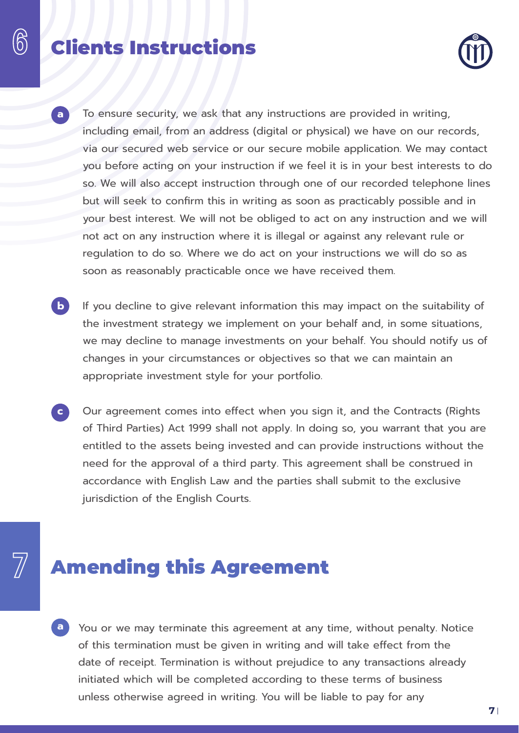## 6 Clients Instructions

a. To ensure security, we ask that any instructions are provided in writing, including email, from an address (digital or physical) we have on our records, via our secured web service or our secure mobile application. We may contact you before acting on your instruction if we feel it is in your best interests to do so. We will also accept instruction through one of our recorded telephone lines but will seek to confirm this in writing as soon as practicably possible and in your best interest. We will not be obliged to act on any instruction and we will not act on any instruction where it is illegal or against any relevant rule or regulation to do so. Where we do act on your instructions we will do so as soon as reasonably practicable once we have received them.

b. If you decline to give relevant information this may impact on the suitability of the investment strategy we implement on your behalf and, in some situations, we may decline to manage investments on your behalf. You should notify us of changes in your circumstances or objectives so that we can maintain an appropriate investment style for your portfolio.

c. Our agreement comes into effect when you sign it, and the Contracts (Rights of Third Parties) Act 1999 shall not apply. In doing so, you warrant that you are entitled to the assets being invested and can provide instructions without the need for the approval of a third party. This agreement shall be construed in accordance with English Law and the parties shall submit to the exclusive jurisdiction of the English Courts.

## 7 Amending this Agreement

a. You or we may terminate this agreement at any time, without penalty. Notice of this termination must be given in writing and will take effect from the date of receipt. Termination is without prejudice to any transactions already initiated which will be completed according to these terms of business unless otherwise agreed in writing. You will be liable to pay for any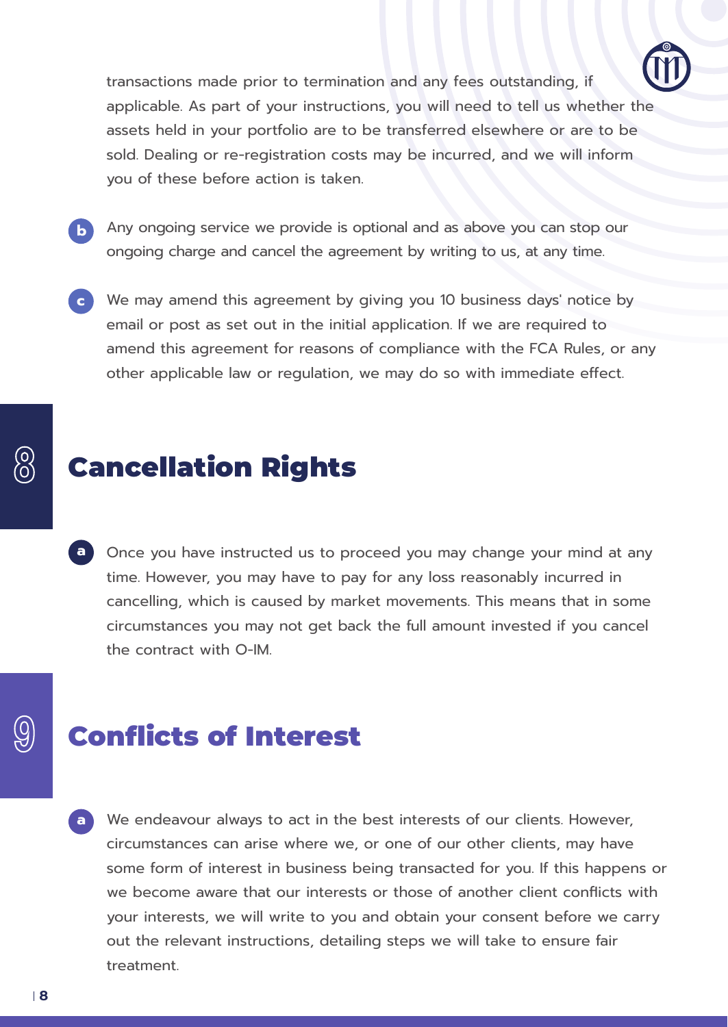transactions made prior to termination and any fees outstanding, if applicable. As part of your instructions, you will need to tell us whether the assets held in your portfolio are to be transferred elsewhere or are to be sold. Dealing or re-registration costs may be incurred, and we will inform you of these before action is taken.

**b** Any ongoing service we provide is optional and as above you can stop our ongoing charge and cancel the agreement by writing to us, at any time.

**c** We may amend this agreement by giving you 10 business days' notice by email or post as set out in the initial application. If we are required to amend this agreement for reasons of compliance with the FCA Rules, or any other applicable law or regulation, we may do so with immediate effect.

## 8 Cancellation Rights

**a** Once you have instructed us to proceed you may change your mind at any time. However, you may have to pay for any loss reasonably incurred in cancelling, which is caused by market movements. This means that in some circumstances you may not get back the full amount invested if you cancel the contract with O-IM.

## 9 Conflicts of Interest

**a** We endeavour always to act in the best interests of our clients. However, circumstances can arise where we, or one of our other clients, may have some form of interest in business being transacted for you. If this happens or we become aware that our interests or those of another client conflicts with your interests, we will write to you and obtain your consent before we carry out the relevant instructions, detailing steps we will take to ensure fair treatment.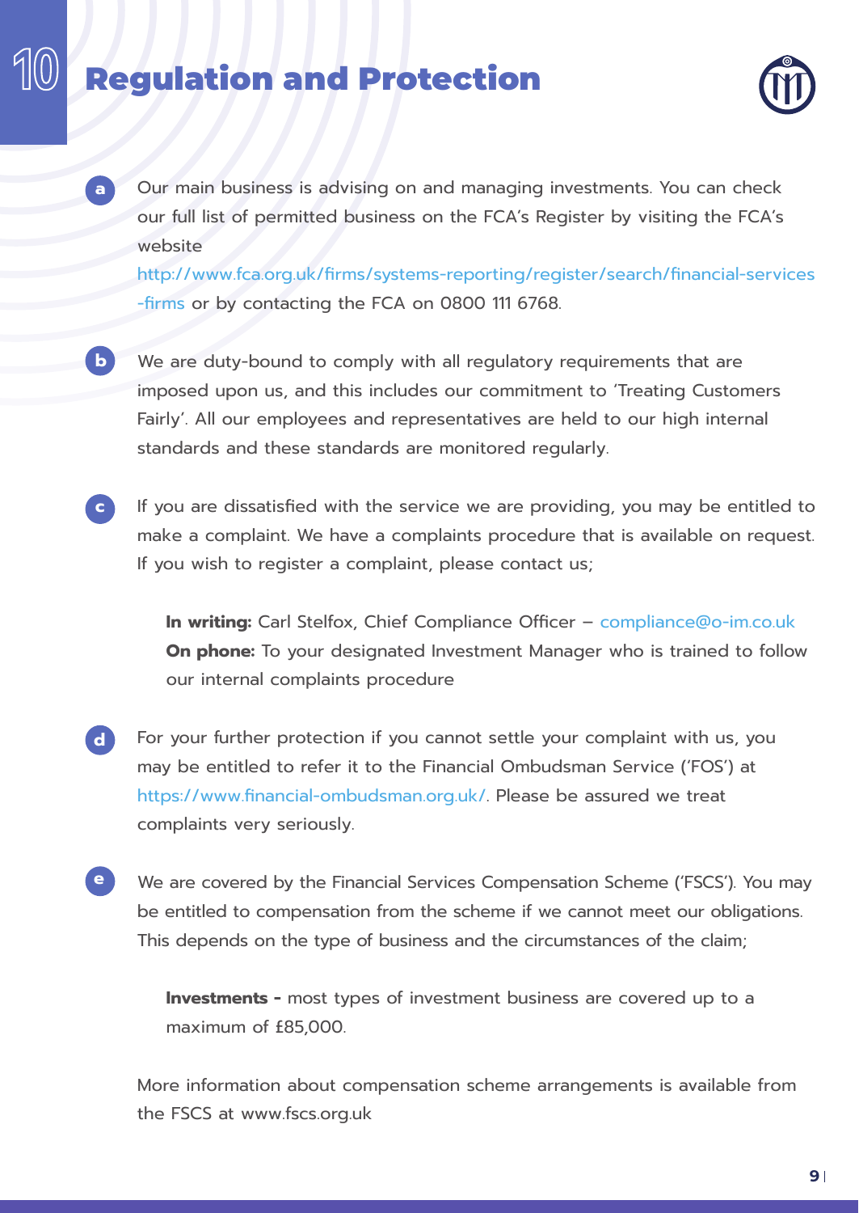# 10 Regulation and Protection

**a** Our main business is advising on and managing investments. You can check our full list of permitted business on the FCA's Register by visiting the FCA's website http://www.fca.org.uk/firms/systems-reporting/register/search/financial-services-firms or by contacting the FCA on 0800 111 6768.

**b** We are duty-bound to comply with all regulatory requirements that are imposed upon us, and this includes our commitment to 'Treating Customers Fairly'. All our employees and representatives are held to our high internal standards and these standards are monitored regularly.

**c** If you are dissatisfied with the service we are providing, you may be entitled to make a complaint. We have a complaints procedure that is available on request. If you wish to register a complaint, please contact us;

> **In writing:** Carl Stelfox, Chief Compliance Officer – compliance@o-im.co.uk
> **On phone:** To your designated Investment Manager who is trained to follow our internal complaints procedure

**d** For your further protection if you cannot settle your complaint with us, you may be entitled to refer it to the Financial Ombudsman Service ('FOS') at https://www.financial-ombudsman.org.uk/. Please be assured we treat complaints very seriously.

**e** We are covered by the Financial Services Compensation Scheme ('FSCS'). You may be entitled to compensation from the scheme if we cannot meet our obligations. This depends on the type of business and the circumstances of the claim;

> **Investments -** most types of investment business are covered up to a maximum of £85,000.

More information about compensation scheme arrangements is available from the FSCS at www.fscs.org.uk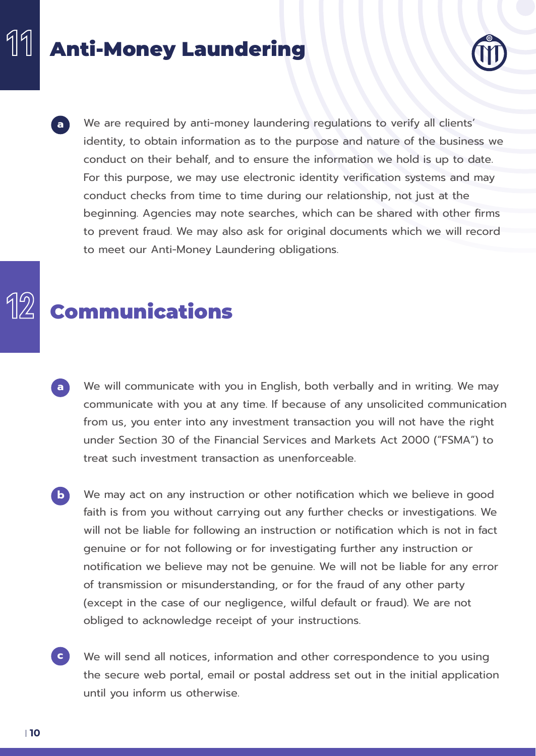## 11 Anti-Money Laundering

**a** We are required by anti-money laundering regulations to verify all clients' identity, to obtain information as to the purpose and nature of the business we conduct on their behalf, and to ensure the information we hold is up to date. For this purpose, we may use electronic identity verification systems and may conduct checks from time to time during our relationship, not just at the beginning. Agencies may note searches, which can be shared with other firms to prevent fraud. We may also ask for original documents which we will record to meet our Anti-Money Laundering obligations.

## 12 Communications

**a** We will communicate with you in English, both verbally and in writing. We may communicate with you at any time. If because of any unsolicited communication from us, you enter into any investment transaction you will not have the right under Section 30 of the Financial Services and Markets Act 2000 ("FSMA") to treat such investment transaction as unenforceable.

**b** We may act on any instruction or other notification which we believe in good faith is from you without carrying out any further checks or investigations. We will not be liable for following an instruction or notification which is not in fact genuine or for not following or for investigating further any instruction or notification we believe may not be genuine. We will not be liable for any error of transmission or misunderstanding, or for the fraud of any other party (except in the case of our negligence, wilful default or fraud). We are not obliged to acknowledge receipt of your instructions.

**c** We will send all notices, information and other correspondence to you using the secure web portal, email or postal address set out in the initial application until you inform us otherwise.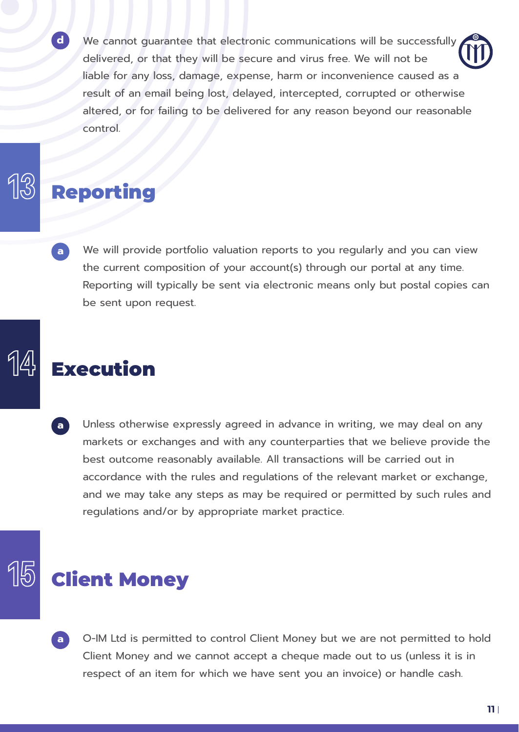d. We cannot guarantee that electronic communications will be successfully delivered, or that they will be secure and virus free. We will not be liable for any loss, damage, expense, harm or inconvenience caused as a result of an email being lost, delayed, intercepted, corrupted or otherwise altered, or for failing to be delivered for any reason beyond our reasonable control.

## 13 Reporting

a. We will provide portfolio valuation reports to you regularly and you can view the current composition of your account(s) through our portal at any time. Reporting will typically be sent via electronic means only but postal copies can be sent upon request.

## 14 Execution

a. Unless otherwise expressly agreed in advance in writing, we may deal on any markets or exchanges and with any counterparties that we believe provide the best outcome reasonably available. All transactions will be carried out in accordance with the rules and regulations of the relevant market or exchange, and we may take any steps as may be required or permitted by such rules and regulations and/or by appropriate market practice.

## 15 Client Money

a. O-IM Ltd is permitted to control Client Money but we are not permitted to hold Client Money and we cannot accept a cheque made out to us (unless it is in respect of an item for which we have sent you an invoice) or handle cash.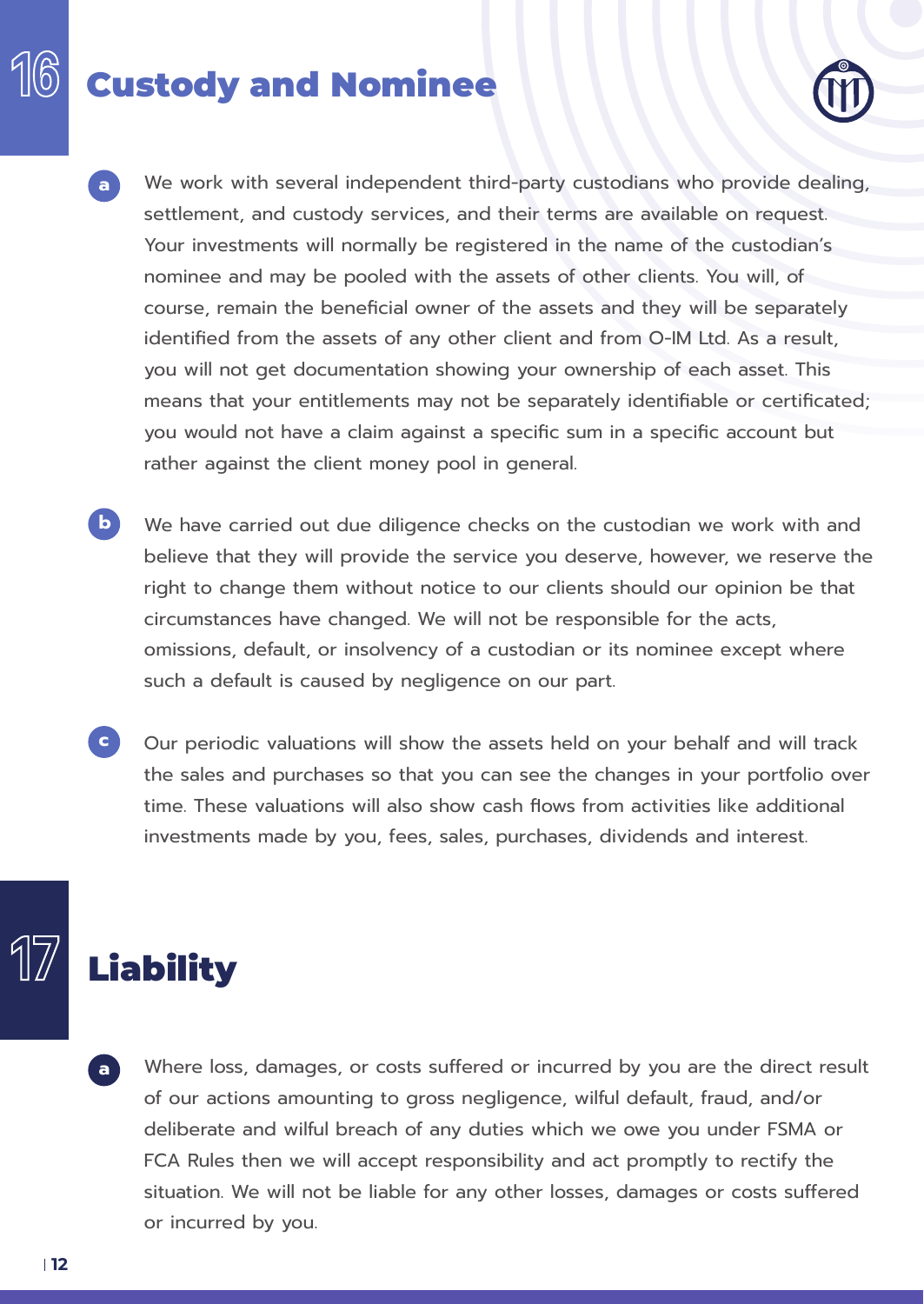## 16 Custody and Nominee

a. We work with several independent third-party custodians who provide dealing, settlement, and custody services, and their terms are available on request. Your investments will normally be registered in the name of the custodian's nominee and may be pooled with the assets of other clients. You will, of course, remain the beneficial owner of the assets and they will be separately identified from the assets of any other client and from O-IM Ltd. As a result, you will not get documentation showing your ownership of each asset. This means that your entitlements may not be separately identifiable or certificated; you would not have a claim against a specific sum in a specific account but rather against the client money pool in general.

b. We have carried out due diligence checks on the custodian we work with and believe that they will provide the service you deserve, however, we reserve the right to change them without notice to our clients should our opinion be that circumstances have changed. We will not be responsible for the acts, omissions, default, or insolvency of a custodian or its nominee except where such a default is caused by negligence on our part.

c. Our periodic valuations will show the assets held on your behalf and will track the sales and purchases so that you can see the changes in your portfolio over time. These valuations will also show cash flows from activities like additional investments made by you, fees, sales, purchases, dividends and interest.

## 17 Liability

a. Where loss, damages, or costs suffered or incurred by you are the direct result of our actions amounting to gross negligence, wilful default, fraud, and/or deliberate and wilful breach of any duties which we owe you under FSMA or FCA Rules then we will accept responsibility and act promptly to rectify the situation. We will not be liable for any other losses, damages or costs suffered or incurred by you.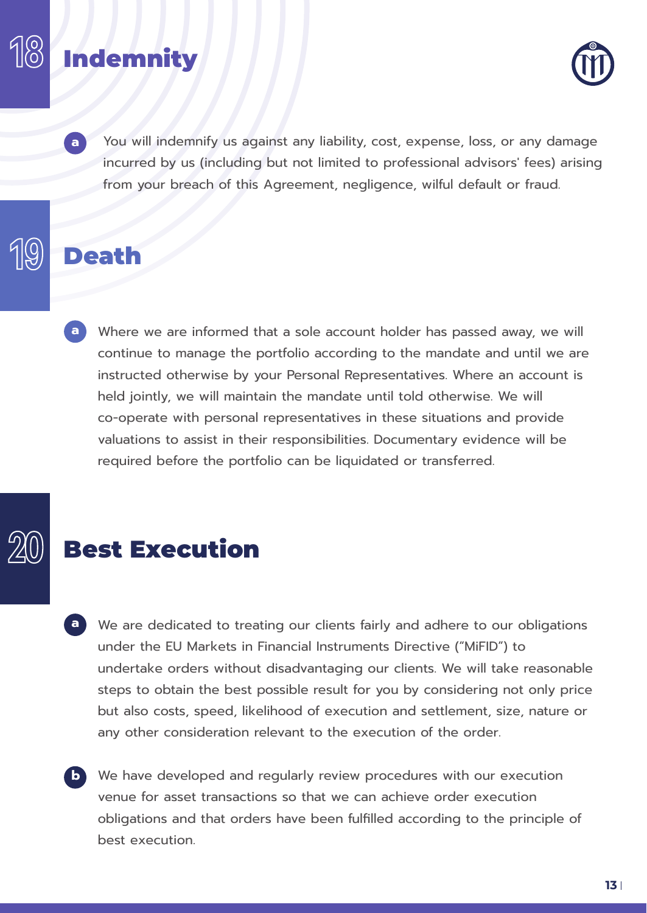## 18 Indemnity

**a** You will indemnify us against any liability, cost, expense, loss, or any damage incurred by us (including but not limited to professional advisors' fees) arising from your breach of this Agreement, negligence, wilful default or fraud.

## 19 Death

**a** Where we are informed that a sole account holder has passed away, we will continue to manage the portfolio according to the mandate and until we are instructed otherwise by your Personal Representatives. Where an account is held jointly, we will maintain the mandate until told otherwise. We will co-operate with personal representatives in these situations and provide valuations to assist in their responsibilities. Documentary evidence will be required before the portfolio can be liquidated or transferred.

## 20 Best Execution

**a** We are dedicated to treating our clients fairly and adhere to our obligations under the EU Markets in Financial Instruments Directive ("MiFID") to undertake orders without disadvantaging our clients. We will take reasonable steps to obtain the best possible result for you by considering not only price but also costs, speed, likelihood of execution and settlement, size, nature or any other consideration relevant to the execution of the order.

**b** We have developed and regularly review procedures with our execution venue for asset transactions so that we can achieve order execution obligations and that orders have been fulfilled according to the principle of best execution.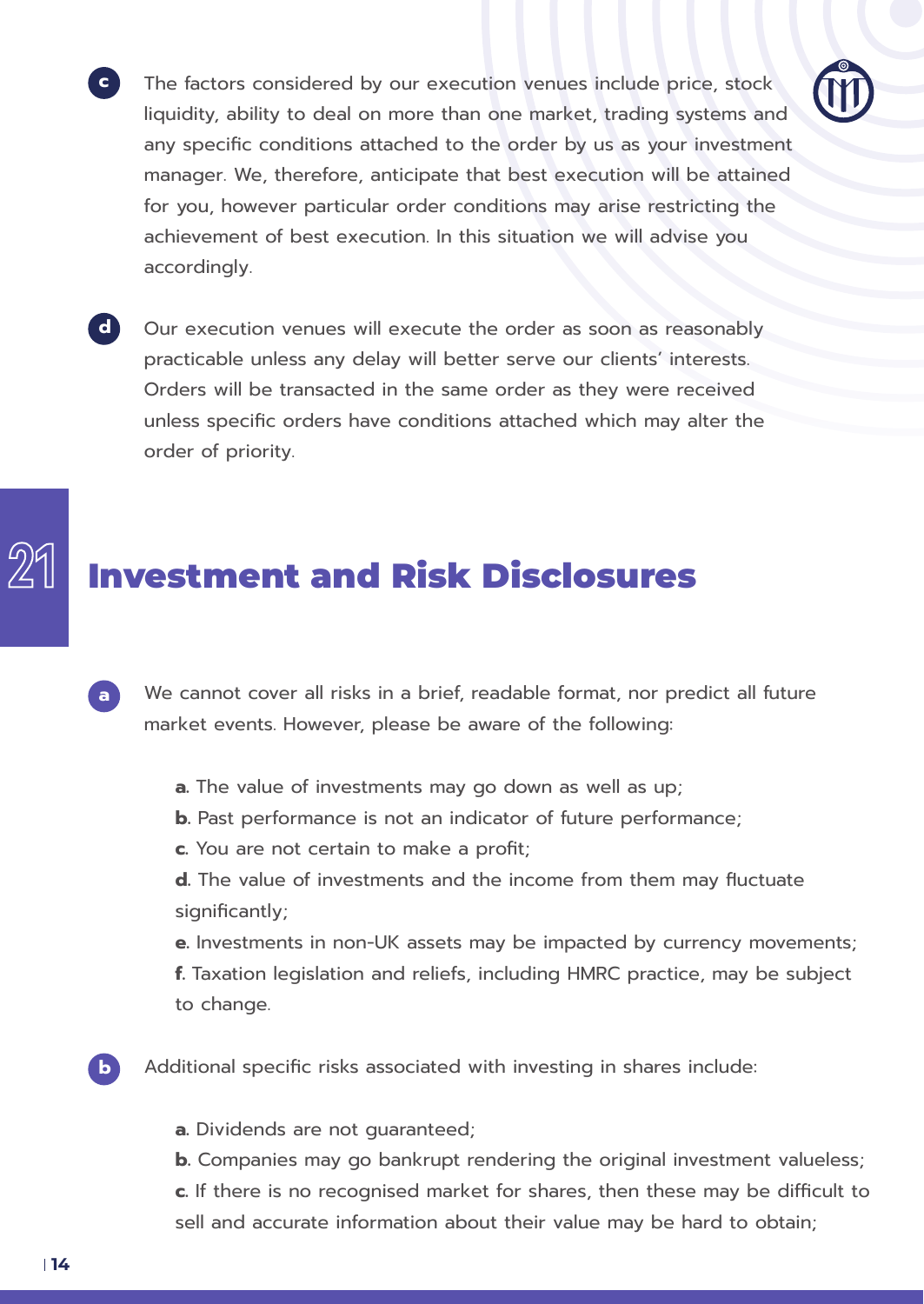c. The factors considered by our execution venues include price, stock liquidity, ability to deal on more than one market, trading systems and any specific conditions attached to the order by us as your investment manager. We, therefore, anticipate that best execution will be attained for you, however particular order conditions may arise restricting the achievement of best execution. In this situation we will advise you accordingly.

d. Our execution venues will execute the order as soon as reasonably practicable unless any delay will better serve our clients' interests. Orders will be transacted in the same order as they were received unless specific orders have conditions attached which may alter the order of priority.

## 21 Investment and Risk Disclosures

a. We cannot cover all risks in a brief, readable format, nor predict all future market events. However, please be aware of the following:

   **a**. The value of investments may go down as well as up;
   **b**. Past performance is not an indicator of future performance;
   **c**. You are not certain to make a profit;
   **d**. The value of investments and the income from them may fluctuate significantly;
   **e**. Investments in non-UK assets may be impacted by currency movements;
   **f**. Taxation legislation and reliefs, including HMRC practice, may be subject to change.

b. Additional specific risks associated with investing in shares include:

   **a**. Dividends are not guaranteed;
   **b**. Companies may go bankrupt rendering the original investment valueless;
   **c**. If there is no recognised market for shares, then these may be difficult to sell and accurate information about their value may be hard to obtain;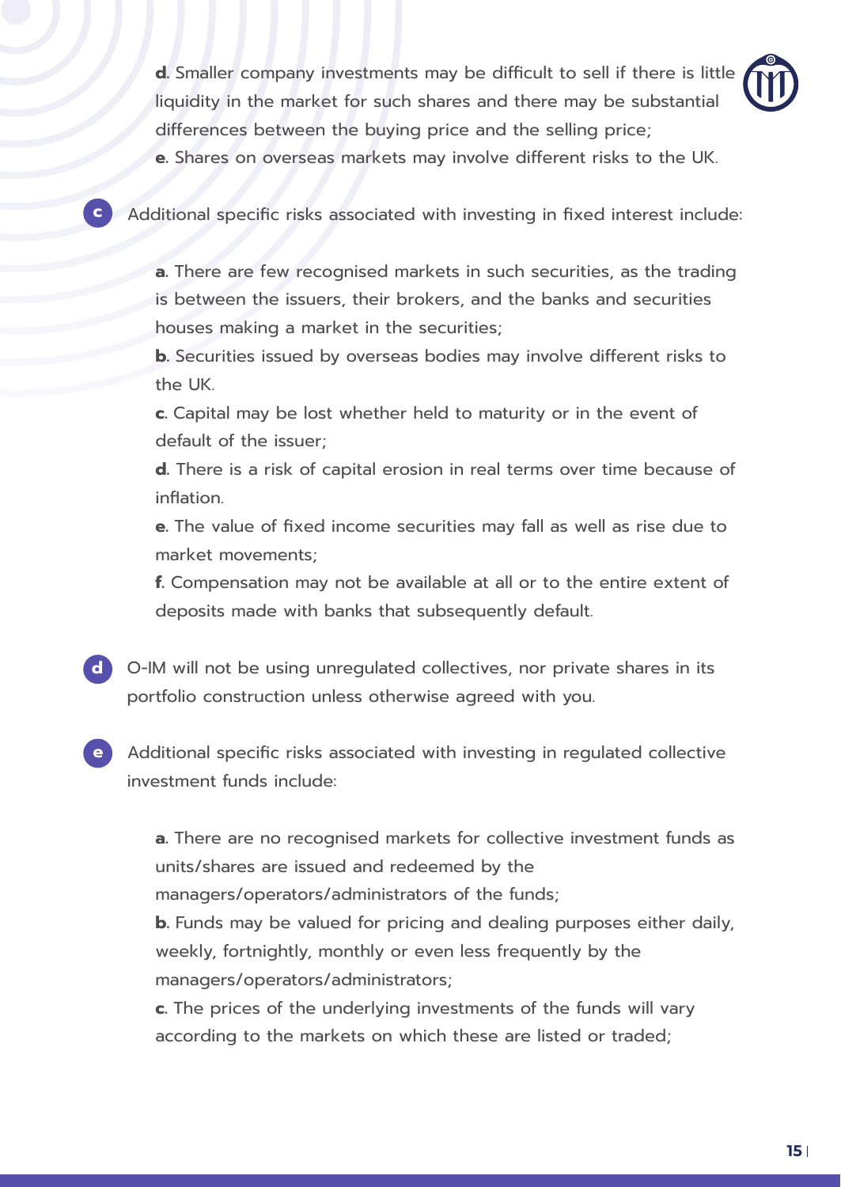**d**. Smaller company investments may be difficult to sell if there is little liquidity in the market for such shares and there may be substantial differences between the buying price and the selling price;

**e**. Shares on overseas markets may involve different risks to the UK.

**c** Additional specific risks associated with investing in fixed interest include:

**a**. There are few recognised markets in such securities, as the trading is between the issuers, their brokers, and the banks and securities houses making a market in the securities;

**b**. Securities issued by overseas bodies may involve different risks to the UK.

**c**. Capital may be lost whether held to maturity or in the event of default of the issuer;

**d**. There is a risk of capital erosion in real terms over time because of inflation.

**e**. The value of fixed income securities may fall as well as rise due to market movements;

**f**. Compensation may not be available at all or to the entire extent of deposits made with banks that subsequently default.

**d** O-IM will not be using unregulated collectives, nor private shares in its portfolio construction unless otherwise agreed with you.

**e** Additional specific risks associated with investing in regulated collective investment funds include:

**a**. There are no recognised markets for collective investment funds as units/shares are issued and redeemed by the managers/operators/administrators of the funds;

**b**. Funds may be valued for pricing and dealing purposes either daily, weekly, fortnightly, monthly or even less frequently by the managers/operators/administrators;

**c**. The prices of the underlying investments of the funds will vary according to the markets on which these are listed or traded;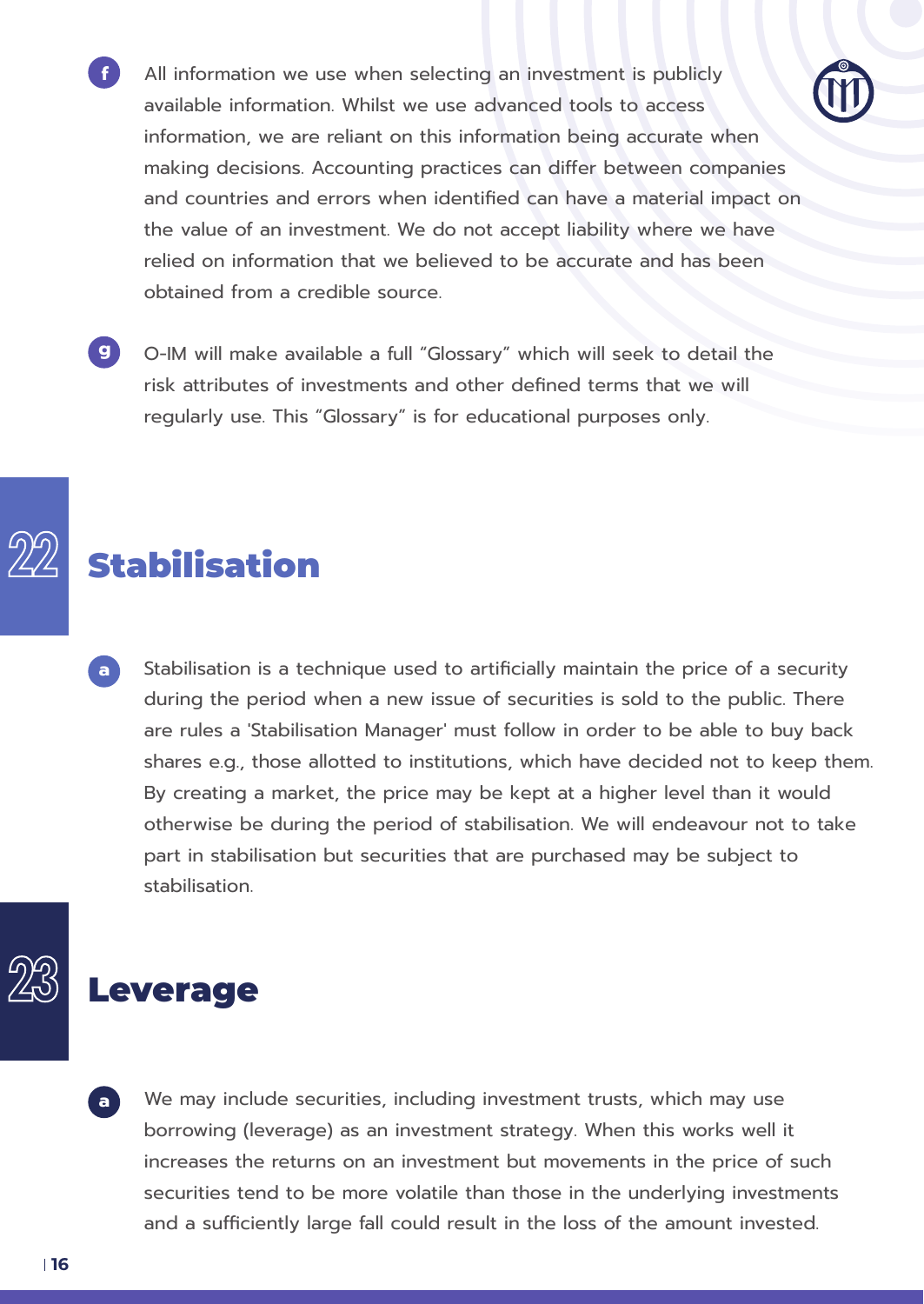f. All information we use when selecting an investment is publicly available information. Whilst we use advanced tools to access information, we are reliant on this information being accurate when making decisions. Accounting practices can differ between companies and countries and errors when identified can have a material impact on the value of an investment. We do not accept liability where we have relied on information that we believed to be accurate and has been obtained from a credible source.

g. O-IM will make available a full "Glossary" which will seek to detail the risk attributes of investments and other defined terms that we will regularly use. This "Glossary" is for educational purposes only.

## 22 Stabilisation

a. Stabilisation is a technique used to artificially maintain the price of a security during the period when a new issue of securities is sold to the public. There are rules a 'Stabilisation Manager' must follow in order to be able to buy back shares e.g., those allotted to institutions, which have decided not to keep them. By creating a market, the price may be kept at a higher level than it would otherwise be during the period of stabilisation. We will endeavour not to take part in stabilisation but securities that are purchased may be subject to stabilisation.

## 23 Leverage

a. We may include securities, including investment trusts, which may use borrowing (leverage) as an investment strategy. When this works well it increases the returns on an investment but movements in the price of such securities tend to be more volatile than those in the underlying investments and a sufficiently large fall could result in the loss of the amount invested.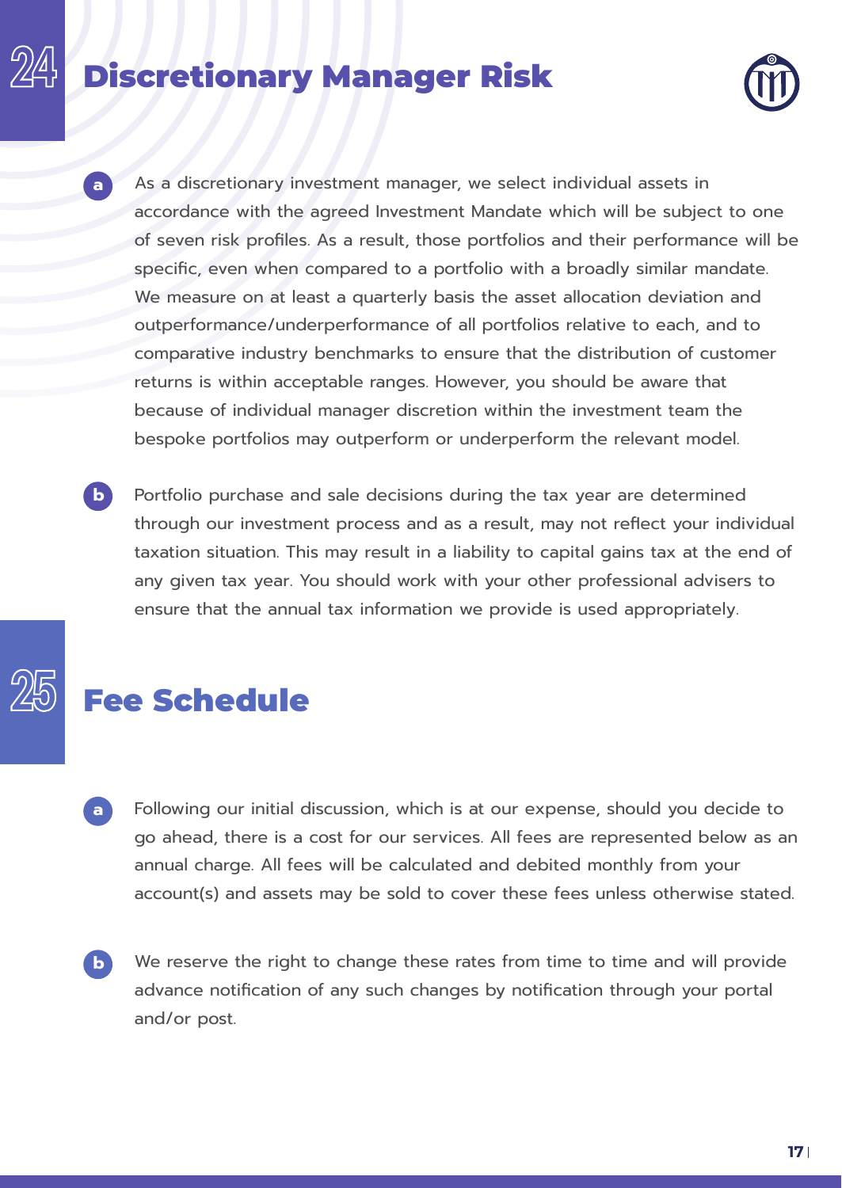## 24 Discretionary Manager Risk

**a** As a discretionary investment manager, we select individual assets in accordance with the agreed Investment Mandate which will be subject to one of seven risk profiles. As a result, those portfolios and their performance will be specific, even when compared to a portfolio with a broadly similar mandate. We measure on at least a quarterly basis the asset allocation deviation and outperformance/underperformance of all portfolios relative to each, and to comparative industry benchmarks to ensure that the distribution of customer returns is within acceptable ranges. However, you should be aware that because of individual manager discretion within the investment team the bespoke portfolios may outperform or underperform the relevant model.

**b** Portfolio purchase and sale decisions during the tax year are determined through our investment process and as a result, may not reflect your individual taxation situation. This may result in a liability to capital gains tax at the end of any given tax year. You should work with your other professional advisers to ensure that the annual tax information we provide is used appropriately.

## 25 Fee Schedule

**a** Following our initial discussion, which is at our expense, should you decide to go ahead, there is a cost for our services. All fees are represented below as an annual charge. All fees will be calculated and debited monthly from your account(s) and assets may be sold to cover these fees unless otherwise stated.

**b** We reserve the right to change these rates from time to time and will provide advance notification of any such changes by notification through your portal and/or post.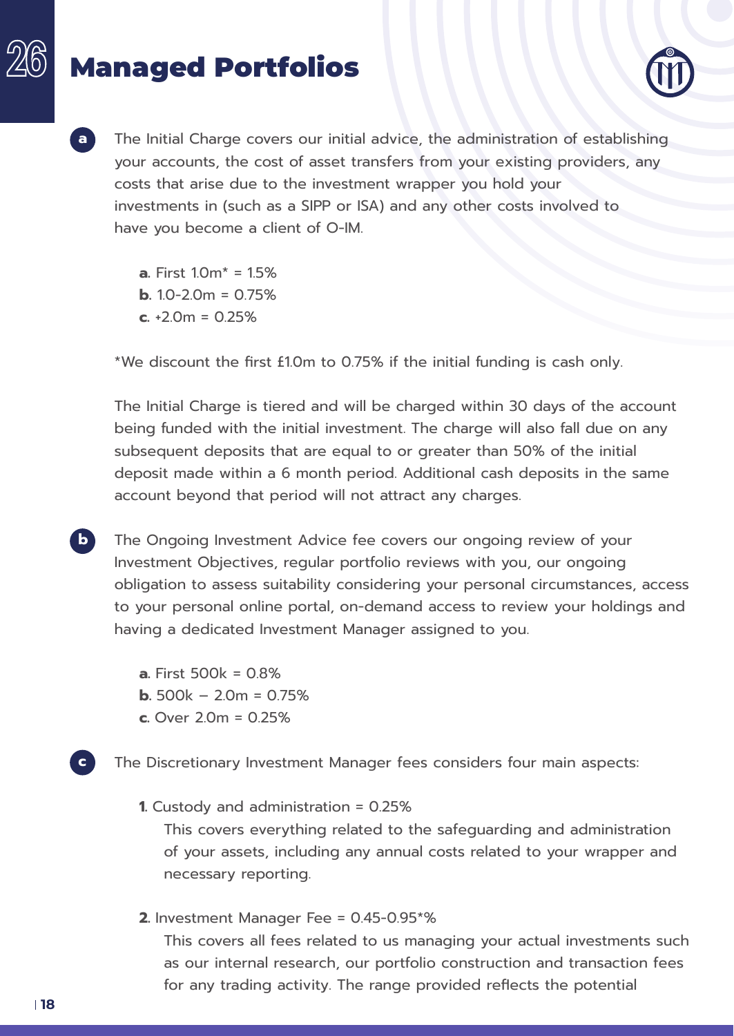# Managed Portfolios

**a** The Initial Charge covers our initial advice, the administration of establishing your accounts, the cost of asset transfers from your existing providers, any costs that arise due to the investment wrapper you hold your investments in (such as a SIPP or ISA) and any other costs involved to have you become a client of O-IM.

- **a**. First 1.0m* = 1.5%
- **b**. 1.0-2.0m = 0.75%
- **c**. +2.0m = 0.25%

*We discount the first £1.0m to 0.75% if the initial funding is cash only.

The Initial Charge is tiered and will be charged within 30 days of the account being funded with the initial investment. The charge will also fall due on any subsequent deposits that are equal to or greater than 50% of the initial deposit made within a 6 month period. Additional cash deposits in the same account beyond that period will not attract any charges.

**b** The Ongoing Investment Advice fee covers our ongoing review of your Investment Objectives, regular portfolio reviews with you, our ongoing obligation to assess suitability considering your personal circumstances, access to your personal online portal, on-demand access to review your holdings and having a dedicated Investment Manager assigned to you.

- **a**. First 500k = 0.8%
- **b**. 500k – 2.0m = 0.75%
- **c**. Over 2.0m = 0.25%

**c** The Discretionary Investment Manager fees considers four main aspects:

**1**. Custody and administration = 0.25%

This covers everything related to the safeguarding and administration of your assets, including any annual costs related to your wrapper and necessary reporting.

**2**. Investment Manager Fee = 0.45-0.95*%

This covers all fees related to us managing your actual investments such as our internal research, our portfolio construction and transaction fees for any trading activity. The range provided reflects the potential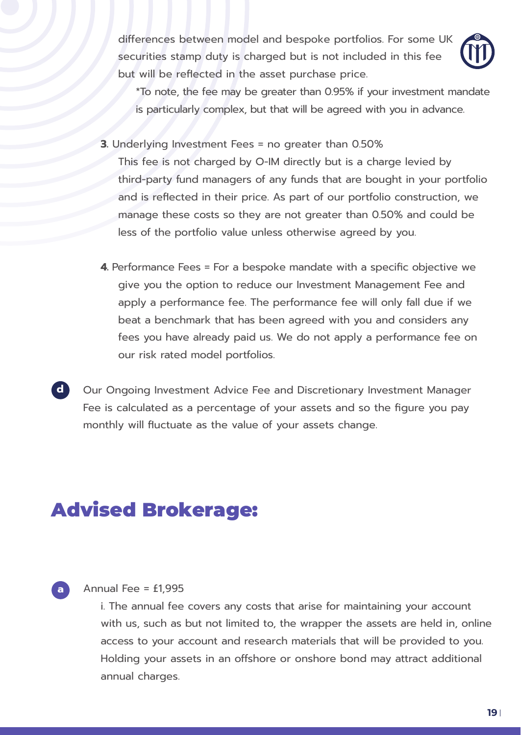differences between model and bespoke portfolios. For some UK securities stamp duty is charged but is not included in this fee but will be reflected in the asset purchase price.

*To note, the fee may be greater than 0.95% if your investment mandate is particularly complex, but that will be agreed with you in advance.

3. Underlying Investment Fees = no greater than 0.50%
   This fee is not charged by O-IM directly but is a charge levied by third-party fund managers of any funds that are bought in your portfolio and is reflected in their price. As part of our portfolio construction, we manage these costs so they are not greater than 0.50% and could be less of the portfolio value unless otherwise agreed by you.

4. Performance Fees = For a bespoke mandate with a specific objective we give you the option to reduce our Investment Management Fee and apply a performance fee. The performance fee will only fall due if we beat a benchmark that has been agreed with you and considers any fees you have already paid us. We do not apply a performance fee on our risk rated model portfolios.

**d** Our Ongoing Investment Advice Fee and Discretionary Investment Manager Fee is calculated as a percentage of your assets and so the figure you pay monthly will fluctuate as the value of your assets change.

## Advised Brokerage:

**a** Annual Fee = £1,995

i. The annual fee covers any costs that arise for maintaining your account with us, such as but not limited to, the wrapper the assets are held in, online access to your account and research materials that will be provided to you. Holding your assets in an offshore or onshore bond may attract additional annual charges.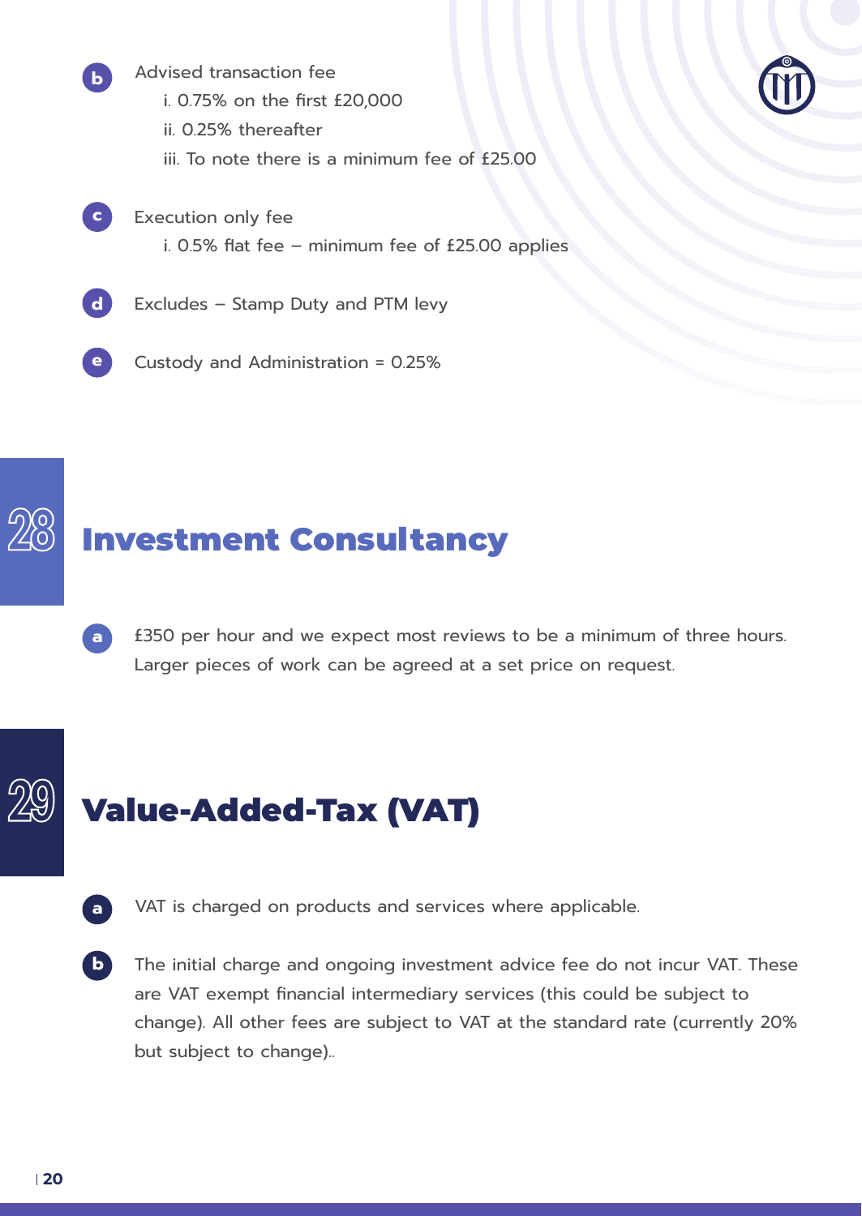b. Advised transaction fee
   i. 0.75% on the first £20,000
   ii. 0.25% thereafter
   iii. To note there is a minimum fee of £25.00

c. Execution only fee
   i. 0.5% flat fee – minimum fee of £25.00 applies

d. Excludes – Stamp Duty and PTM levy

e. Custody and Administration = 0.25%

## 28 Investment Consultancy

a. £350 per hour and we expect most reviews to be a minimum of three hours. Larger pieces of work can be agreed at a set price on request.

## 29 Value-Added-Tax (VAT)

a. VAT is charged on products and services where applicable.

b. The initial charge and ongoing investment advice fee do not incur VAT. These are VAT exempt financial intermediary services (this could be subject to change). All other fees are subject to VAT at the standard rate (currently 20% but subject to change)..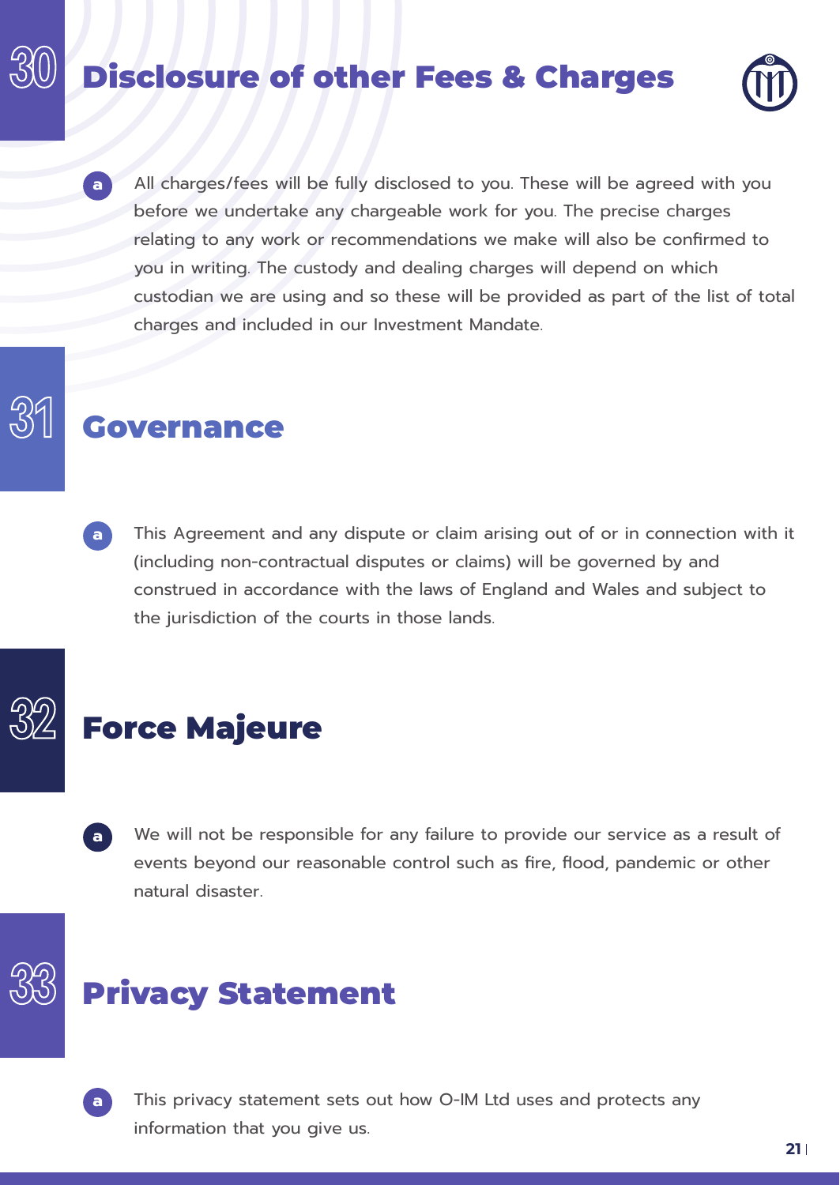## 30 Disclosure of other Fees & Charges

a. All charges/fees will be fully disclosed to you. These will be agreed with you before we undertake any chargeable work for you. The precise charges relating to any work or recommendations we make will also be confirmed to you in writing. The custody and dealing charges will depend on which custodian we are using and so these will be provided as part of the list of total charges and included in our Investment Mandate.

## 31 Governance

a. This Agreement and any dispute or claim arising out of or in connection with it (including non-contractual disputes or claims) will be governed by and construed in accordance with the laws of England and Wales and subject to the jurisdiction of the courts in those lands.

## 32 Force Majeure

a. We will not be responsible for any failure to provide our service as a result of events beyond our reasonable control such as fire, flood, pandemic or other natural disaster.

## 33 Privacy Statement

a. This privacy statement sets out how O-IM Ltd uses and protects any information that you give us.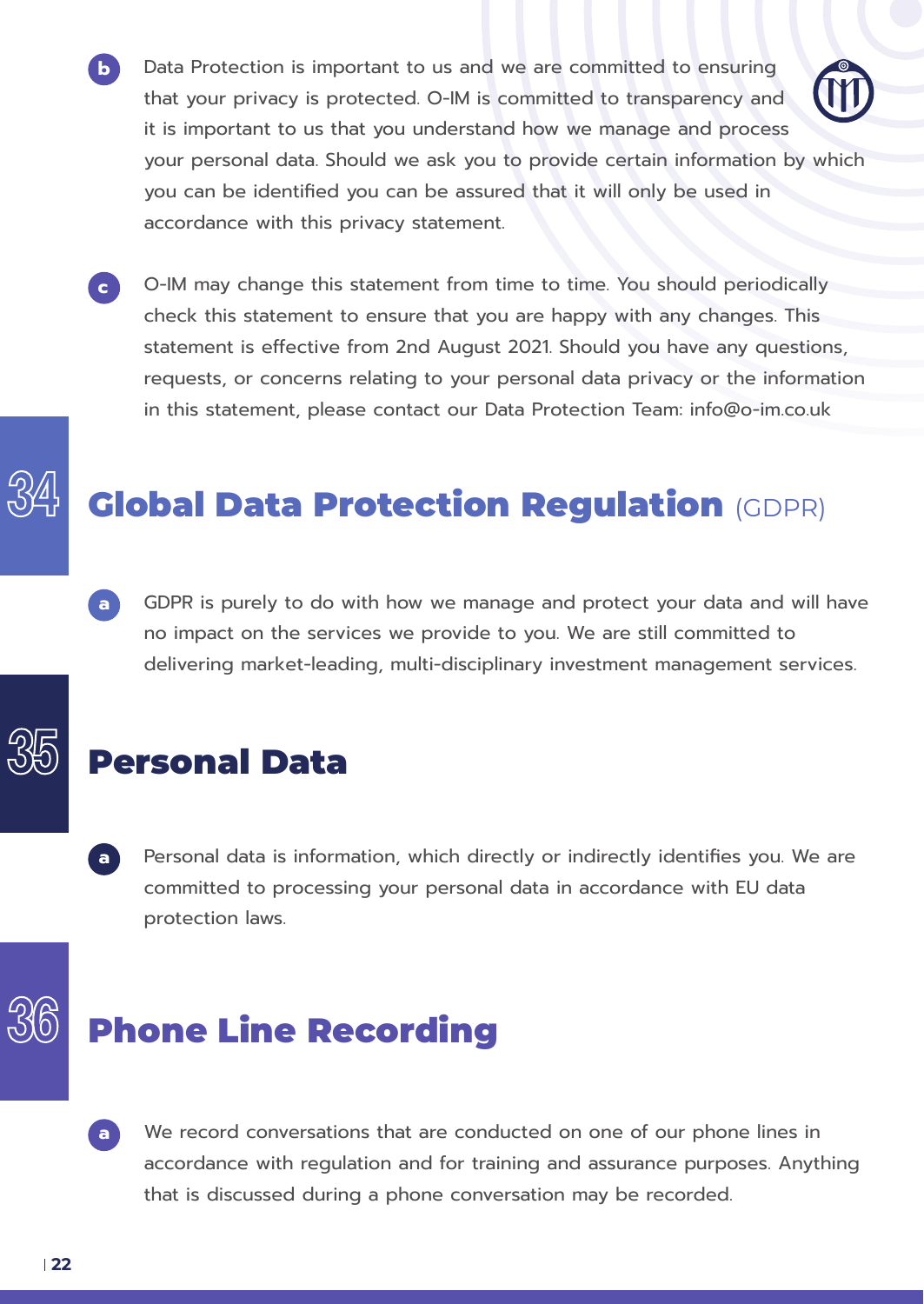b. Data Protection is important to us and we are committed to ensuring that your privacy is protected. O-IM is committed to transparency and it is important to us that you understand how we manage and process your personal data. Should we ask you to provide certain information by which you can be identified you can be assured that it will only be used in accordance with this privacy statement.

c. O-IM may change this statement from time to time. You should periodically check this statement to ensure that you are happy with any changes. This statement is effective from 2nd August 2021. Should you have any questions, requests, or concerns relating to your personal data privacy or the information in this statement, please contact our Data Protection Team: info@o-im.co.uk

## 34 Global Data Protection Regulation (GDPR)

a. GDPR is purely to do with how we manage and protect your data and will have no impact on the services we provide to you. We are still committed to delivering market-leading, multi-disciplinary investment management services.

## 35 Personal Data

a. Personal data is information, which directly or indirectly identifies you. We are committed to processing your personal data in accordance with EU data protection laws.

## 36 Phone Line Recording

a. We record conversations that are conducted on one of our phone lines in accordance with regulation and for training and assurance purposes. Anything that is discussed during a phone conversation may be recorded.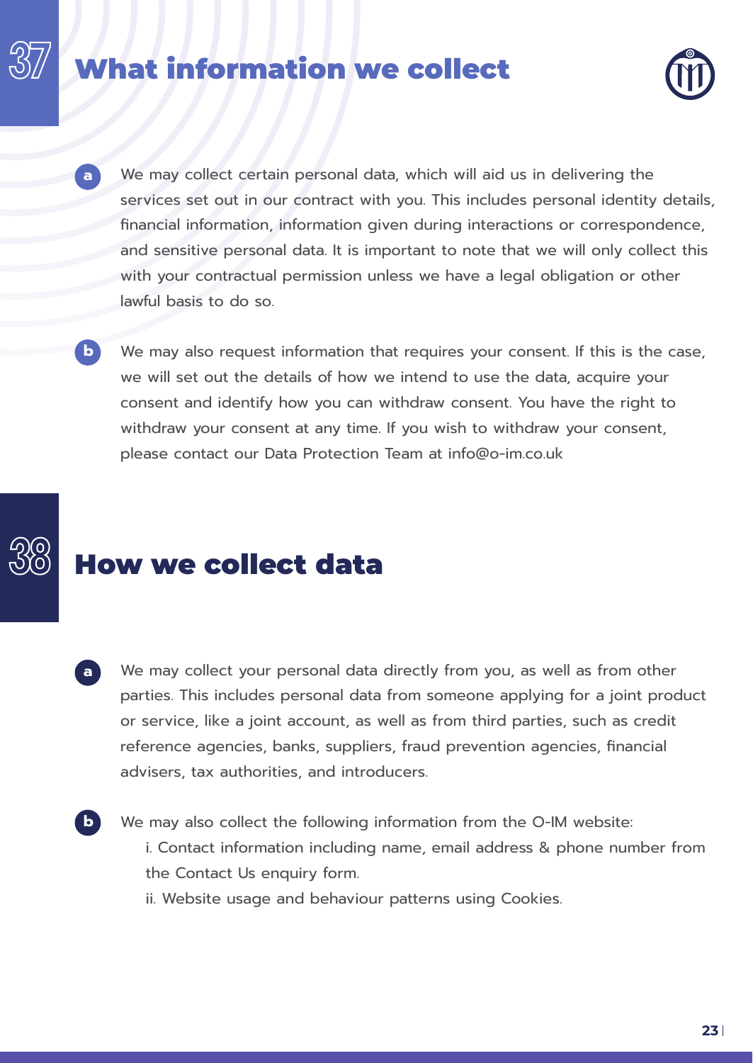## 37 What information we collect

**a** We may collect certain personal data, which will aid us in delivering the services set out in our contract with you. This includes personal identity details, financial information, information given during interactions or correspondence, and sensitive personal data. It is important to note that we will only collect this with your contractual permission unless we have a legal obligation or other lawful basis to do so.

**b** We may also request information that requires your consent. If this is the case, we will set out the details of how we intend to use the data, acquire your consent and identify how you can withdraw consent. You have the right to withdraw your consent at any time. If you wish to withdraw your consent, please contact our Data Protection Team at info@o-im.co.uk

## 38 How we collect data

**a** We may collect your personal data directly from you, as well as from other parties. This includes personal data from someone applying for a joint product or service, like a joint account, as well as from third parties, such as credit reference agencies, banks, suppliers, fraud prevention agencies, financial advisers, tax authorities, and introducers.

**b** We may also collect the following information from the O-IM website:

i. Contact information including name, email address & phone number from the Contact Us enquiry form.

ii. Website usage and behaviour patterns using Cookies.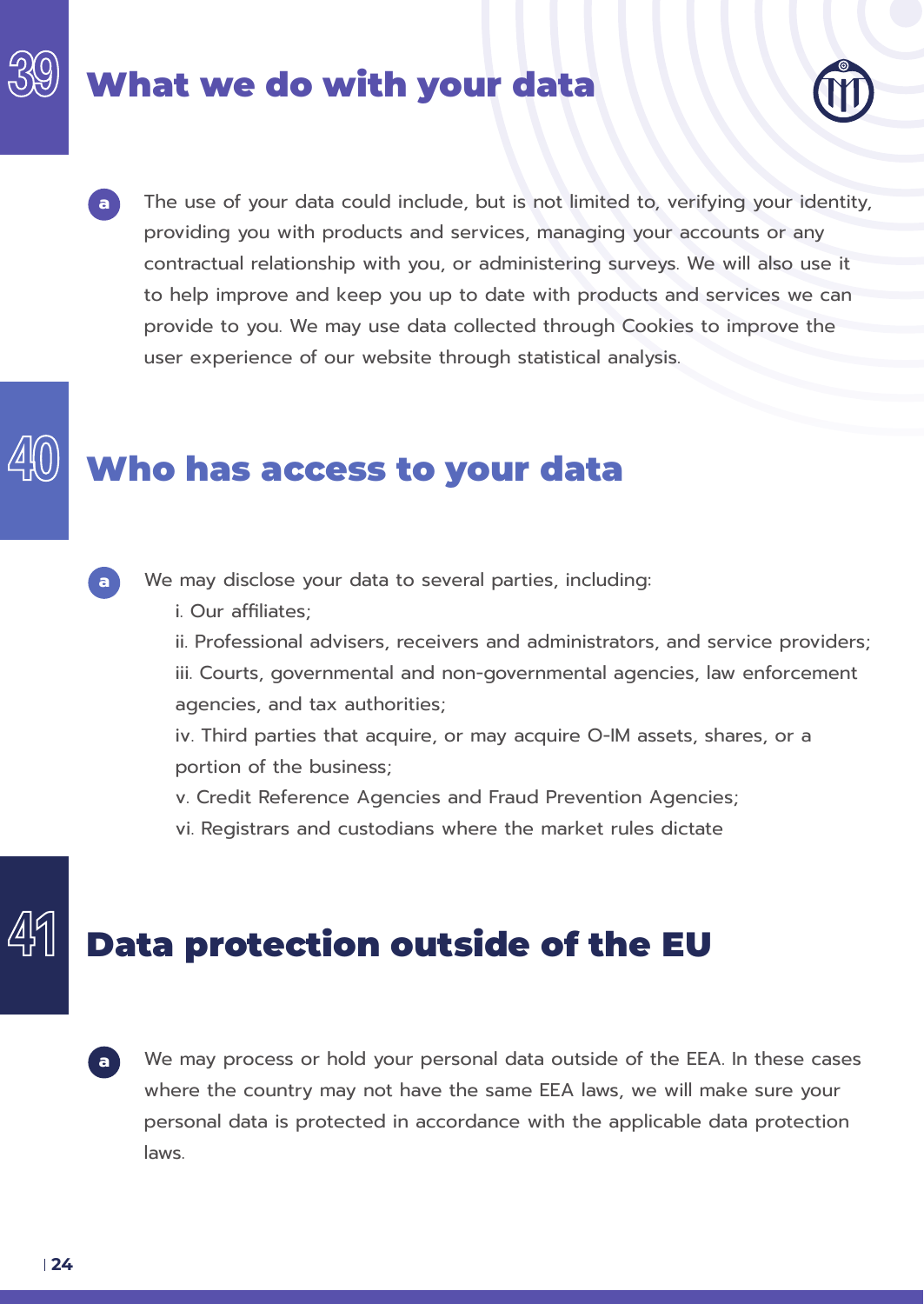## 39 What we do with your data

a. The use of your data could include, but is not limited to, verifying your identity, providing you with products and services, managing your accounts or any contractual relationship with you, or administering surveys. We will also use it to help improve and keep you up to date with products and services we can provide to you. We may use data collected through Cookies to improve the user experience of our website through statistical analysis.

## 40 Who has access to your data

a. We may disclose your data to several parties, including:

   i. Our affiliates;
   ii. Professional advisers, receivers and administrators, and service providers;
   iii. Courts, governmental and non-governmental agencies, law enforcement agencies, and tax authorities;
   iv. Third parties that acquire, or may acquire O-IM assets, shares, or a portion of the business;
   v. Credit Reference Agencies and Fraud Prevention Agencies;
   vi. Registrars and custodians where the market rules dictate

## 41 Data protection outside of the EU

a. We may process or hold your personal data outside of the EEA. In these cases where the country may not have the same EEA laws, we will make sure your personal data is protected in accordance with the applicable data protection laws.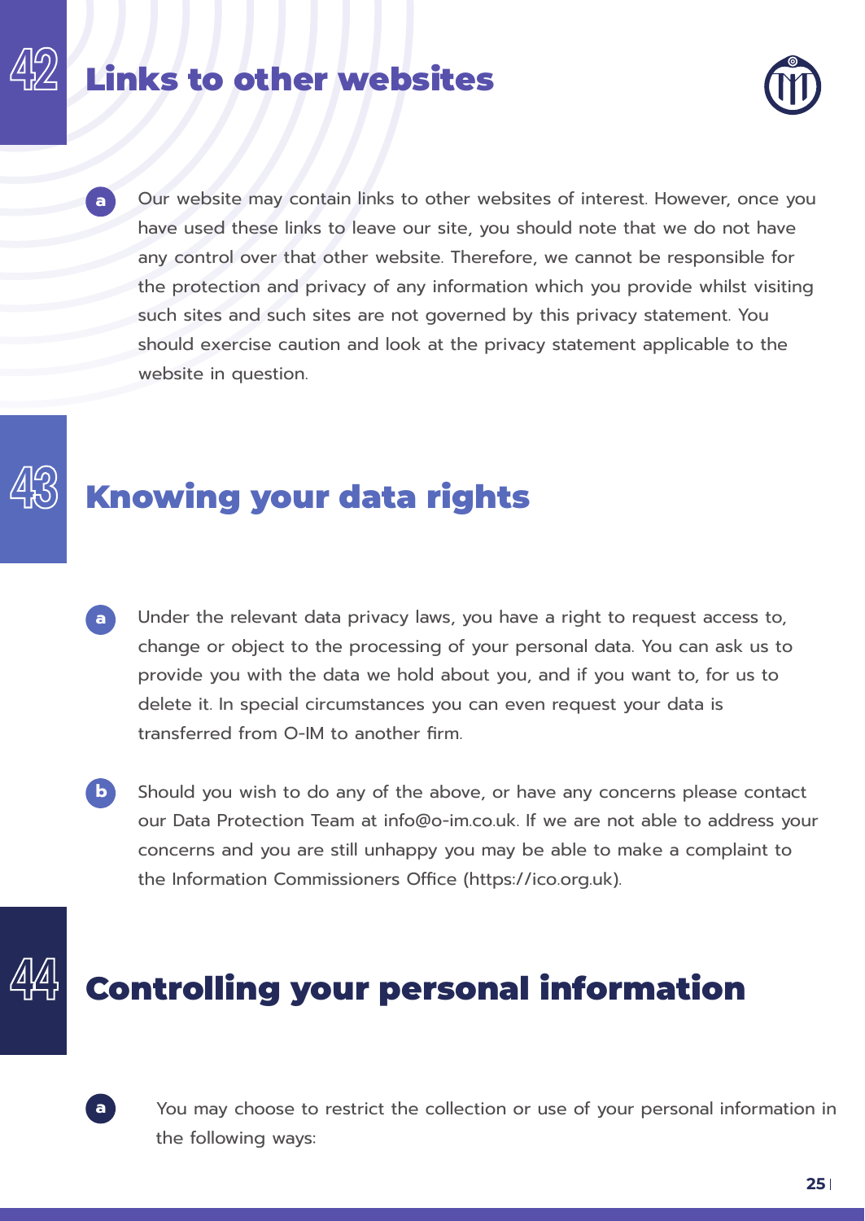## 42 Links to other websites

**a** Our website may contain links to other websites of interest. However, once you have used these links to leave our site, you should note that we do not have any control over that other website. Therefore, we cannot be responsible for the protection and privacy of any information which you provide whilst visiting such sites and such sites are not governed by this privacy statement. You should exercise caution and look at the privacy statement applicable to the website in question.

## 43 Knowing your data rights

**a** Under the relevant data privacy laws, you have a right to request access to, change or object to the processing of your personal data. You can ask us to provide you with the data we hold about you, and if you want to, for us to delete it. In special circumstances you can even request your data is transferred from O-IM to another firm.

**b** Should you wish to do any of the above, or have any concerns please contact our Data Protection Team at info@o-im.co.uk. If we are not able to address your concerns and you are still unhappy you may be able to make a complaint to the Information Commissioners Office (https://ico.org.uk).

## 44 Controlling your personal information

**a** You may choose to restrict the collection or use of your personal information in the following ways: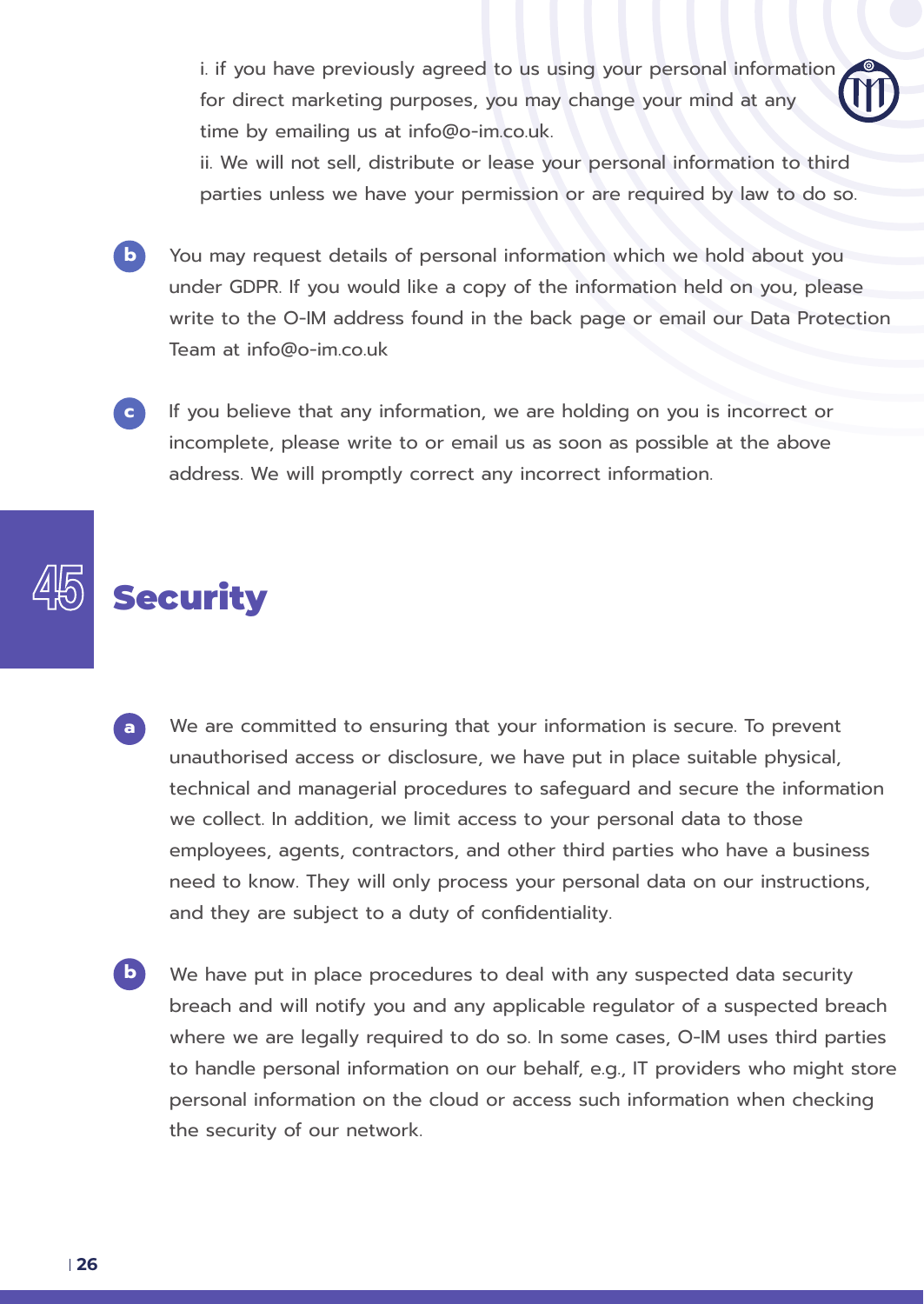i. if you have previously agreed to us using your personal information for direct marketing purposes, you may change your mind at any time by emailing us at info@o-im.co.uk.

ii. We will not sell, distribute or lease your personal information to third parties unless we have your permission or are required by law to do so.

**b** You may request details of personal information which we hold about you under GDPR. If you would like a copy of the information held on you, please write to the O-IM address found in the back page or email our Data Protection Team at info@o-im.co.uk

**c** If you believe that any information, we are holding on you is incorrect or incomplete, please write to or email us as soon as possible at the above address. We will promptly correct any incorrect information.

## 45 Security

**a** We are committed to ensuring that your information is secure. To prevent unauthorised access or disclosure, we have put in place suitable physical, technical and managerial procedures to safeguard and secure the information we collect. In addition, we limit access to your personal data to those employees, agents, contractors, and other third parties who have a business need to know. They will only process your personal data on our instructions, and they are subject to a duty of confidentiality.

**b** We have put in place procedures to deal with any suspected data security breach and will notify you and any applicable regulator of a suspected breach where we are legally required to do so. In some cases, O-IM uses third parties to handle personal information on our behalf, e.g., IT providers who might store personal information on the cloud or access such information when checking the security of our network.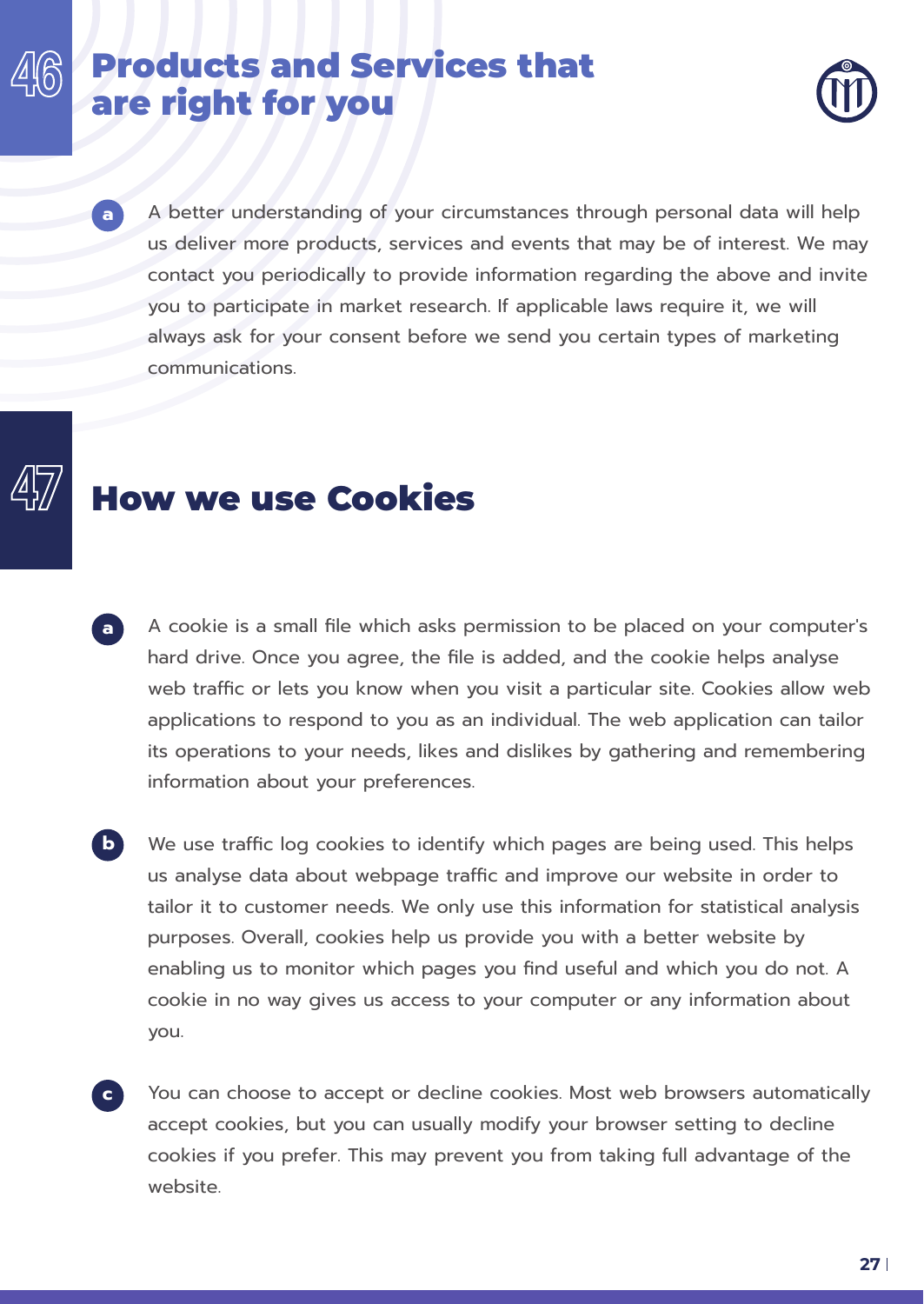## 46 Products and Services that are right for you

**a** A better understanding of your circumstances through personal data will help us deliver more products, services and events that may be of interest. We may contact you periodically to provide information regarding the above and invite you to participate in market research. If applicable laws require it, we will always ask for your consent before we send you certain types of marketing communications.

## 47 How we use Cookies

**a** A cookie is a small file which asks permission to be placed on your computer's hard drive. Once you agree, the file is added, and the cookie helps analyse web traffic or lets you know when you visit a particular site. Cookies allow web applications to respond to you as an individual. The web application can tailor its operations to your needs, likes and dislikes by gathering and remembering information about your preferences.

**b** We use traffic log cookies to identify which pages are being used. This helps us analyse data about webpage traffic and improve our website in order to tailor it to customer needs. We only use this information for statistical analysis purposes. Overall, cookies help us provide you with a better website by enabling us to monitor which pages you find useful and which you do not. A cookie in no way gives us access to your computer or any information about you.

**c** You can choose to accept or decline cookies. Most web browsers automatically accept cookies, but you can usually modify your browser setting to decline cookies if you prefer. This may prevent you from taking full advantage of the website.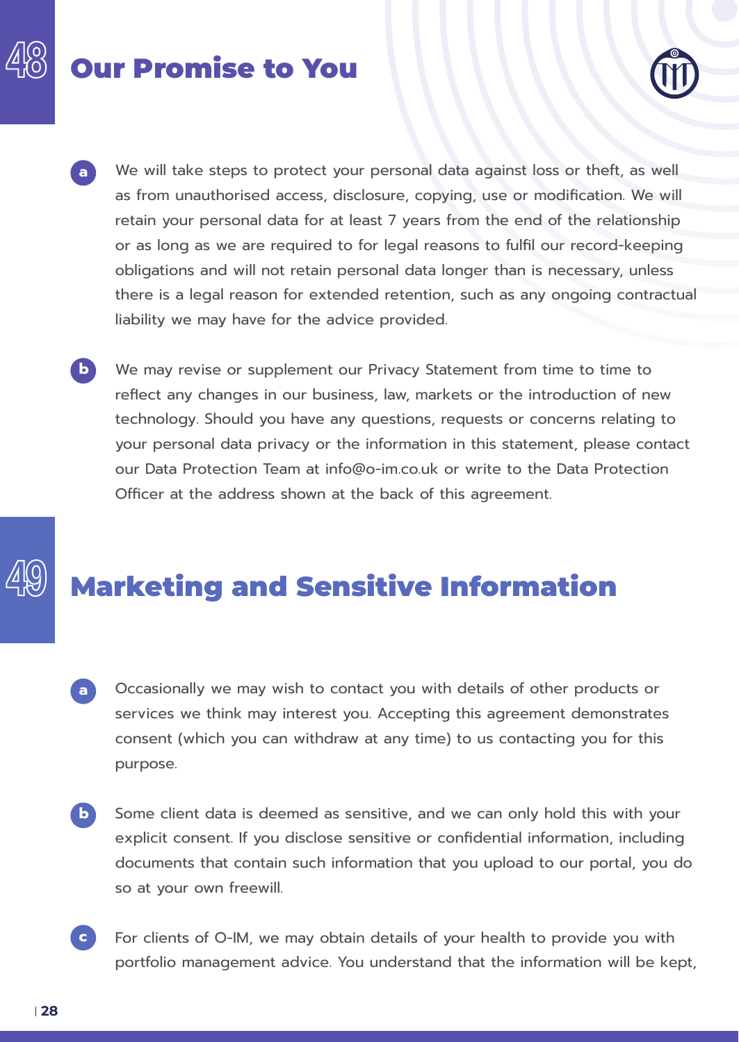## 48 Our Promise to You

a. We will take steps to protect your personal data against loss or theft, as well as from unauthorised access, disclosure, copying, use or modification. We will retain your personal data for at least 7 years from the end of the relationship or as long as we are required to for legal reasons to fulfil our record-keeping obligations and will not retain personal data longer than is necessary, unless there is a legal reason for extended retention, such as any ongoing contractual liability we may have for the advice provided.

b. We may revise or supplement our Privacy Statement from time to time to reflect any changes in our business, law, markets or the introduction of new technology. Should you have any questions, requests or concerns relating to your personal data privacy or the information in this statement, please contact our Data Protection Team at info@o-im.co.uk or write to the Data Protection Officer at the address shown at the back of this agreement.

## 49 Marketing and Sensitive Information

a. Occasionally we may wish to contact you with details of other products or services we think may interest you. Accepting this agreement demonstrates consent (which you can withdraw at any time) to us contacting you for this purpose.

b. Some client data is deemed as sensitive, and we can only hold this with your explicit consent. If you disclose sensitive or confidential information, including documents that contain such information that you upload to our portal, you do so at your own freewill.

c. For clients of O-IM, we may obtain details of your health to provide you with portfolio management advice. You understand that the information will be kept,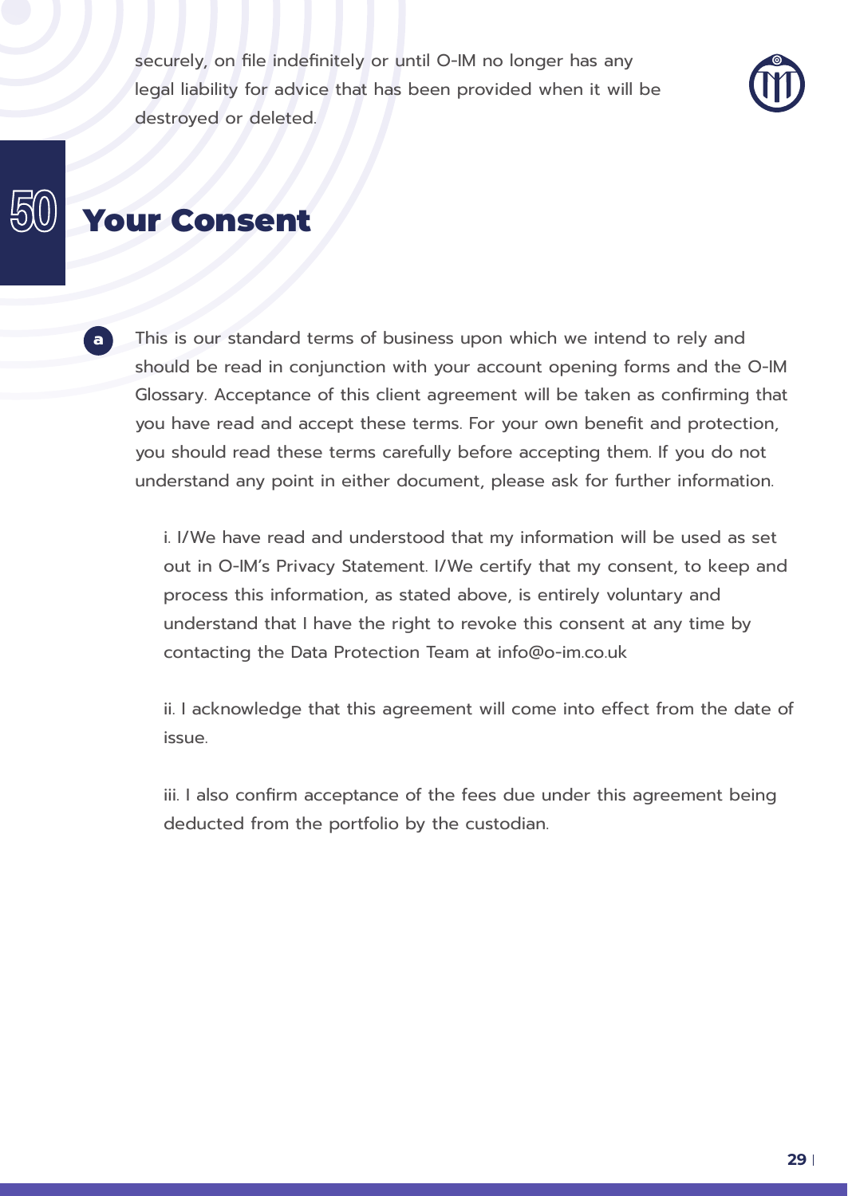securely, on file indefinitely or until O-IM no longer has any legal liability for advice that has been provided when it will be destroyed or deleted.

## 50 Your Consent

a This is our standard terms of business upon which we intend to rely and should be read in conjunction with your account opening forms and the O-IM Glossary. Acceptance of this client agreement will be taken as confirming that you have read and accept these terms. For your own benefit and protection, you should read these terms carefully before accepting them. If you do not understand any point in either document, please ask for further information.

i. I/We have read and understood that my information will be used as set out in O-IM's Privacy Statement. I/We certify that my consent, to keep and process this information, as stated above, is entirely voluntary and understand that I have the right to revoke this consent at any time by contacting the Data Protection Team at info@o-im.co.uk

ii. I acknowledge that this agreement will come into effect from the date of issue.

iii. I also confirm acceptance of the fees due under this agreement being deducted from the portfolio by the custodian.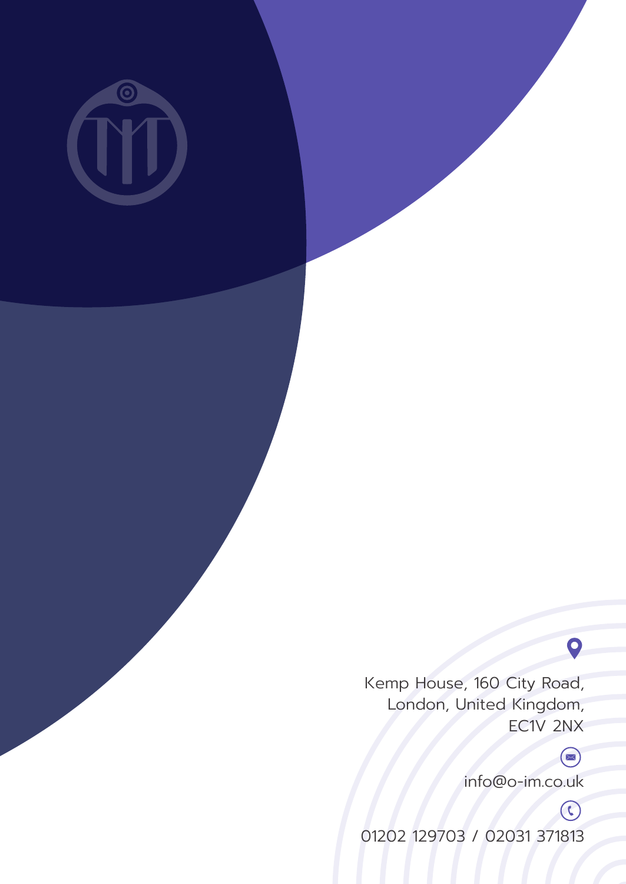Kemp House, 160 City Road,
London, United Kingdom,
EC1V 2NX

info@o-im.co.uk

01202 129703 / 02031 371813